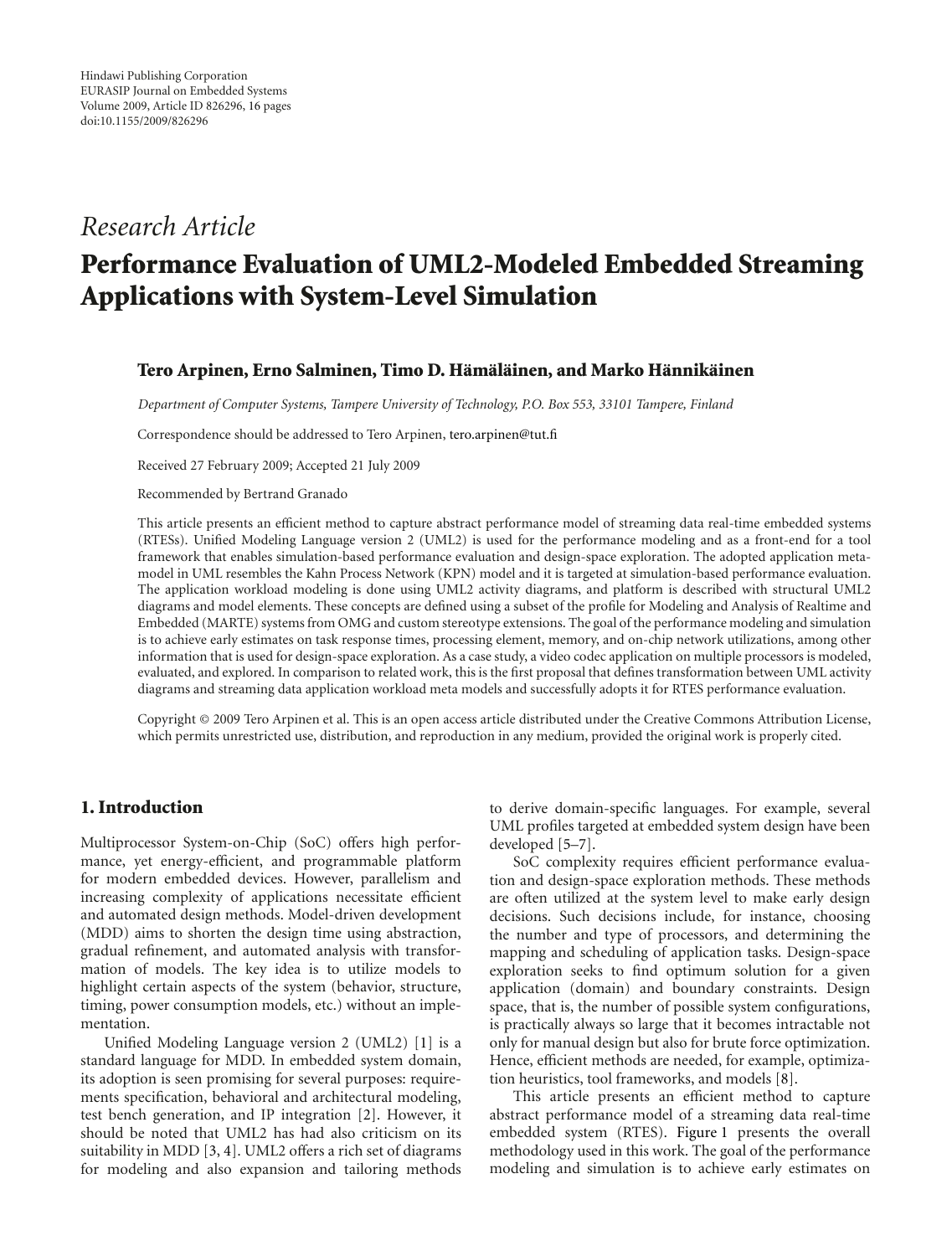Hindawi Publishing Corporation
EURASIP Journal on Embedded Systems
Volume 2009, Article ID 826296, 16 pages
doi:10.1155/2009/826296

*Research Article*

# Performance Evaluation of UML2-Modeled Embedded Streaming Applications with System-Level Simulation

**Tero Arpinen, Erno Salminen, Timo D. Hämäläinen, and Marko Hännikäinen**

*Department of Computer Systems, Tampere University of Technology, P.O. Box 553, 33101 Tampere, Finland*

Correspondence should be addressed to Tero Arpinen, tero.arpinen@tut.fi

Received 27 February 2009; Accepted 21 July 2009

Recommended by Bertrand Granado

This article presents an efficient method to capture abstract performance model of streaming data real-time embedded systems (RTESs). Unified Modeling Language version 2 (UML2) is used for the performance modeling and as a front-end for a tool framework that enables simulation-based performance evaluation and design-space exploration. The adopted application meta-model in UML resembles the Kahn Process Network (KPN) model and it is targeted at simulation-based performance evaluation. The application workload modeling is done using UML2 activity diagrams, and platform is described with structural UML2 diagrams and model elements. These concepts are defined using a subset of the profile for Modeling and Analysis of Realtime and Embedded (MARTE) systems from OMG and custom stereotype extensions. The goal of the performance modeling and simulation is to achieve early estimates on task response times, processing element, memory, and on-chip network utilizations, among other information that is used for design-space exploration. As a case study, a video codec application on multiple processors is modeled, evaluated, and explored. In comparison to related work, this is the first proposal that defines transformation between UML activity diagrams and streaming data application workload meta models and successfully adopts it for RTES performance evaluation.

Copyright © 2009 Tero Arpinen et al. This is an open access article distributed under the Creative Commons Attribution License, which permits unrestricted use, distribution, and reproduction in any medium, provided the original work is properly cited.

## 1. Introduction

Multiprocessor System-on-Chip (SoC) offers high performance, yet energy-efficient, and programmable platform for modern embedded devices. However, parallelism and increasing complexity of applications necessitate efficient and automated design methods. Model-driven development (MDD) aims to shorten the design time using abstraction, gradual refinement, and automated analysis with transformation of models. The key idea is to utilize models to highlight certain aspects of the system (behavior, structure, timing, power consumption models, etc.) without an implementation.

Unified Modeling Language version 2 (UML2) [1] is a standard language for MDD. In embedded system domain, its adoption is seen promising for several purposes: requirements specification, behavioral and architectural modeling, test bench generation, and IP integration [2]. However, it should be noted that UML2 has had also criticism on its suitability in MDD [3, 4]. UML2 offers a rich set of diagrams for modeling and also expansion and tailoring methods to derive domain-specific languages. For example, several UML profiles targeted at embedded system design have been developed [5–7].

SoC complexity requires efficient performance evaluation and design-space exploration methods. These methods are often utilized at the system level to make early design decisions. Such decisions include, for instance, choosing the number and type of processors, and determining the mapping and scheduling of application tasks. Design-space exploration seeks to find optimum solution for a given application (domain) and boundary constraints. Design space, that is, the number of possible system configurations, is practically always so large that it becomes intractable not only for manual design but also for brute force optimization. Hence, efficient methods are needed, for example, optimization heuristics, tool frameworks, and models [8].

This article presents an efficient method to capture abstract performance model of a streaming data real-time embedded system (RTES). Figure 1 presents the overall methodology used in this work. The goal of the performance modeling and simulation is to achieve early estimates on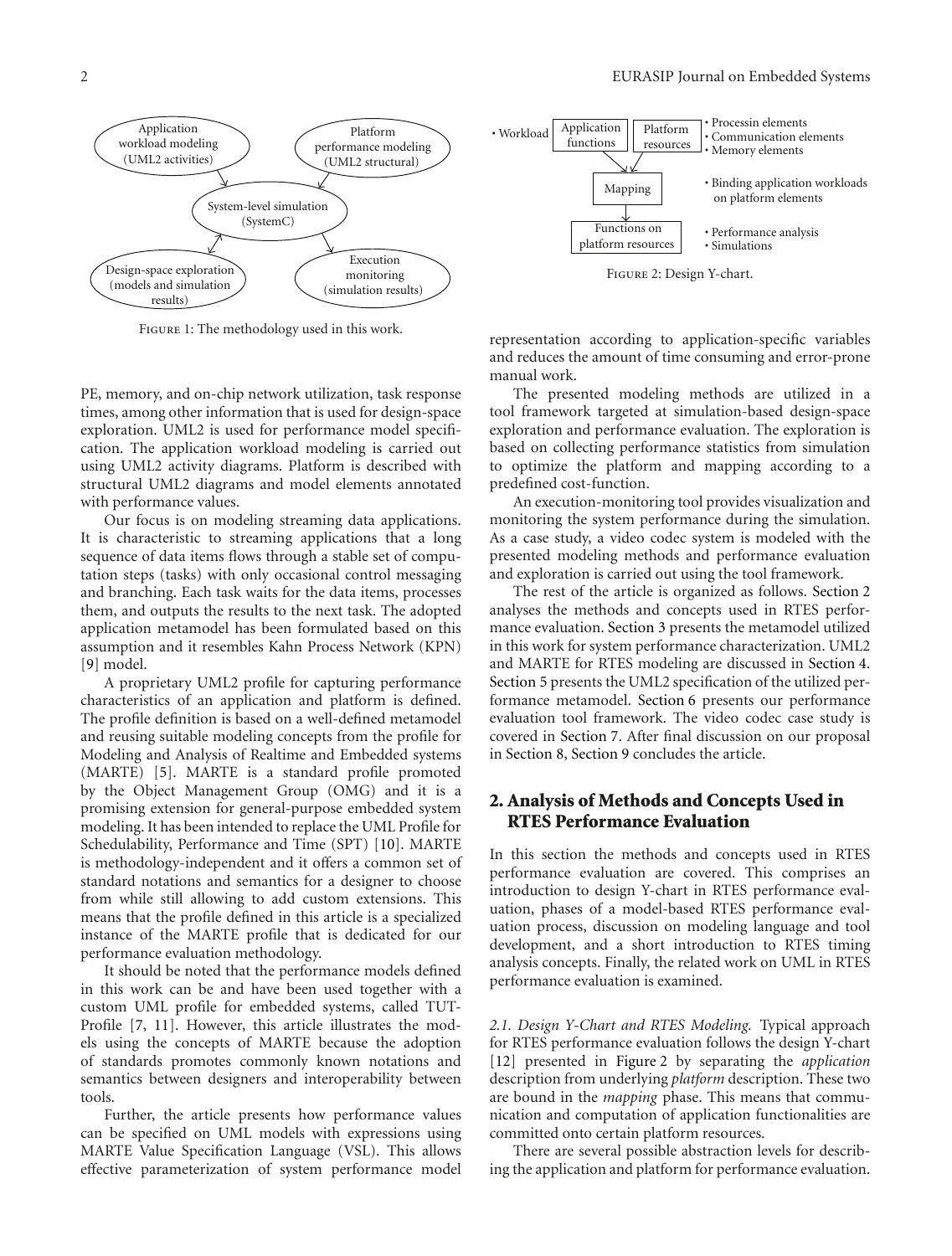FIGURE 1: The methodology used in this work.

PE, memory, and on-chip network utilization, task response times, among other information that is used for design-space exploration. UML2 is used for performance model specification. The application workload modeling is carried out using UML2 activity diagrams. Platform is described with structural UML2 diagrams and model elements annotated with performance values.

Our focus is on modeling streaming data applications. It is characteristic to streaming applications that a long sequence of data items flows through a stable set of computation steps (tasks) with only occasional control messaging and branching. Each task waits for the data items, processes them, and outputs the results to the next task. The adopted application metamodel has been formulated based on this assumption and it resembles Kahn Process Network (KPN) [9] model.

A proprietary UML2 profile for capturing performance characteristics of an application and platform is defined. The profile definition is based on a well-defined metamodel and reusing suitable modeling concepts from the profile for Modeling and Analysis of Realtime and Embedded systems (MARTE) [5]. MARTE is a standard profile promoted by the Object Management Group (OMG) and it is a promising extension for general-purpose embedded system modeling. It has been intended to replace the UML Profile for Schedulability, Performance and Time (SPT) [10]. MARTE is methodology-independent and it offers a common set of standard notations and semantics for a designer to choose from while still allowing to add custom extensions. This means that the profile defined in this article is a specialized instance of the MARTE profile that is dedicated for our performance evaluation methodology.

It should be noted that the performance models defined in this work can be and have been used together with a custom UML profile for embedded systems, called TUT-Profile [7, 11]. However, this article illustrates the models using the concepts of MARTE because the adoption of standards promotes commonly known notations and semantics between designers and interoperability between tools.

Further, the article presents how performance values can be specified on UML models with expressions using MARTE Value Specification Language (VSL). This allows effective parameterization of system performance model representation according to application-specific variables and reduces the amount of time consuming and error-prone manual work.

FIGURE 2: Design Y-chart.

The presented modeling methods are utilized in a tool framework targeted at simulation-based design-space exploration and performance evaluation. The exploration is based on collecting performance statistics from simulation to optimize the platform and mapping according to a predefined cost-function.

An execution-monitoring tool provides visualization and monitoring the system performance during the simulation. As a case study, a video codec system is modeled with the presented modeling methods and performance evaluation and exploration is carried out using the tool framework.

The rest of the article is organized as follows. Section 2 analyses the methods and concepts used in RTES performance evaluation. Section 3 presents the metamodel utilized in this work for system performance characterization. UML2 and MARTE for RTES modeling are discussed in Section 4. Section 5 presents the UML2 specification of the utilized performance metamodel. Section 6 presents our performance evaluation tool framework. The video codec case study is covered in Section 7. After final discussion on our proposal in Section 8, Section 9 concludes the article.

## 2. Analysis of Methods and Concepts Used in RTES Performance Evaluation

In this section the methods and concepts used in RTES performance evaluation are covered. This comprises an introduction to design Y-chart in RTES performance evaluation, phases of a model-based RTES performance evaluation process, discussion on modeling language and tool development, and a short introduction to RTES timing analysis concepts. Finally, the related work on UML in RTES performance evaluation is examined.

*2.1. Design Y-Chart and RTES Modeling.* Typical approach for RTES performance evaluation follows the design Y-chart [12] presented in Figure 2 by separating the *application* description from underlying *platform* description. These two are bound in the *mapping* phase. This means that communication and computation of application functionalities are committed onto certain platform resources.

There are several possible abstraction levels for describing the application and platform for performance evaluation.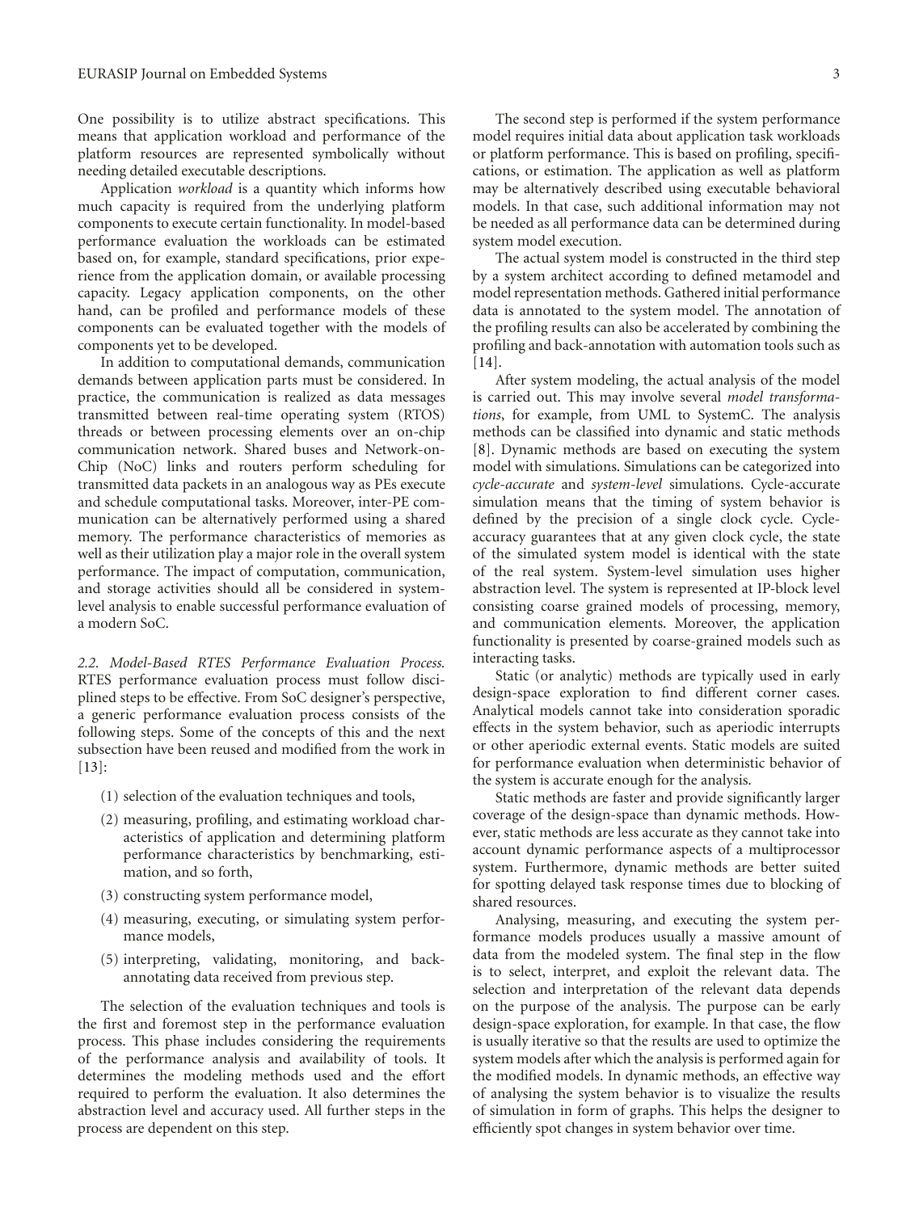One possibility is to utilize abstract specifications. This means that application workload and performance of the platform resources are represented symbolically without needing detailed executable descriptions.

Application *workload* is a quantity which informs how much capacity is required from the underlying platform components to execute certain functionality. In model-based performance evaluation the workloads can be estimated based on, for example, standard specifications, prior experience from the application domain, or available processing capacity. Legacy application components, on the other hand, can be profiled and performance models of these components can be evaluated together with the models of components yet to be developed.

In addition to computational demands, communication demands between application parts must be considered. In practice, the communication is realized as data messages transmitted between real-time operating system (RTOS) threads or between processing elements over an on-chip communication network. Shared buses and Network-on-Chip (NoC) links and routers perform scheduling for transmitted data packets in an analogous way as PEs execute and schedule computational tasks. Moreover, inter-PE communication can be alternatively performed using a shared memory. The performance characteristics of memories as well as their utilization play a major role in the overall system performance. The impact of computation, communication, and storage activities should all be considered in system-level analysis to enable successful performance evaluation of a modern SoC.

*2.2. Model-Based RTES Performance Evaluation Process.* RTES performance evaluation process must follow disciplined steps to be effective. From SoC designer's perspective, a generic performance evaluation process consists of the following steps. Some of the concepts of this and the next subsection have been reused and modified from the work in [13]:

(1) selection of the evaluation techniques and tools,

(2) measuring, profiling, and estimating workload characteristics of application and determining platform performance characteristics by benchmarking, estimation, and so forth,

(3) constructing system performance model,

(4) measuring, executing, or simulating system performance models,

(5) interpreting, validating, monitoring, and back-annotating data received from previous step.

The selection of the evaluation techniques and tools is the first and foremost step in the performance evaluation process. This phase includes considering the requirements of the performance analysis and availability of tools. It determines the modeling methods used and the effort required to perform the evaluation. It also determines the abstraction level and accuracy used. All further steps in the process are dependent on this step.

The second step is performed if the system performance model requires initial data about application task workloads or platform performance. This is based on profiling, specifications, or estimation. The application as well as platform may be alternatively described using executable behavioral models. In that case, such additional information may not be needed as all performance data can be determined during system model execution.

The actual system model is constructed in the third step by a system architect according to defined metamodel and model representation methods. Gathered initial performance data is annotated to the system model. The annotation of the profiling results can also be accelerated by combining the profiling and back-annotation with automation tools such as [14].

After system modeling, the actual analysis of the model is carried out. This may involve several *model transformations*, for example, from UML to SystemC. The analysis methods can be classified into dynamic and static methods [8]. Dynamic methods are based on executing the system model with simulations. Simulations can be categorized into *cycle-accurate* and *system-level* simulations. Cycle-accurate simulation means that the timing of system behavior is defined by the precision of a single clock cycle. Cycle-accuracy guarantees that at any given clock cycle, the state of the simulated system model is identical with the state of the real system. System-level simulation uses higher abstraction level. The system is represented at IP-block level consisting coarse grained models of processing, memory, and communication elements. Moreover, the application functionality is presented by coarse-grained models such as interacting tasks.

Static (or analytic) methods are typically used in early design-space exploration to find different corner cases. Analytical models cannot take into consideration sporadic effects in the system behavior, such as aperiodic interrupts or other aperiodic external events. Static models are suited for performance evaluation when deterministic behavior of the system is accurate enough for the analysis.

Static methods are faster and provide significantly larger coverage of the design-space than dynamic methods. However, static methods are less accurate as they cannot take into account dynamic performance aspects of a multiprocessor system. Furthermore, dynamic methods are better suited for spotting delayed task response times due to blocking of shared resources.

Analysing, measuring, and executing the system performance models produces usually a massive amount of data from the modeled system. The final step in the flow is to select, interpret, and exploit the relevant data. The selection and interpretation of the relevant data depends on the purpose of the analysis. The purpose can be early design-space exploration, for example. In that case, the flow is usually iterative so that the results are used to optimize the system models after which the analysis is performed again for the modified models. In dynamic methods, an effective way of analysing the system behavior is to visualize the results of simulation in form of graphs. This helps the designer to efficiently spot changes in system behavior over time.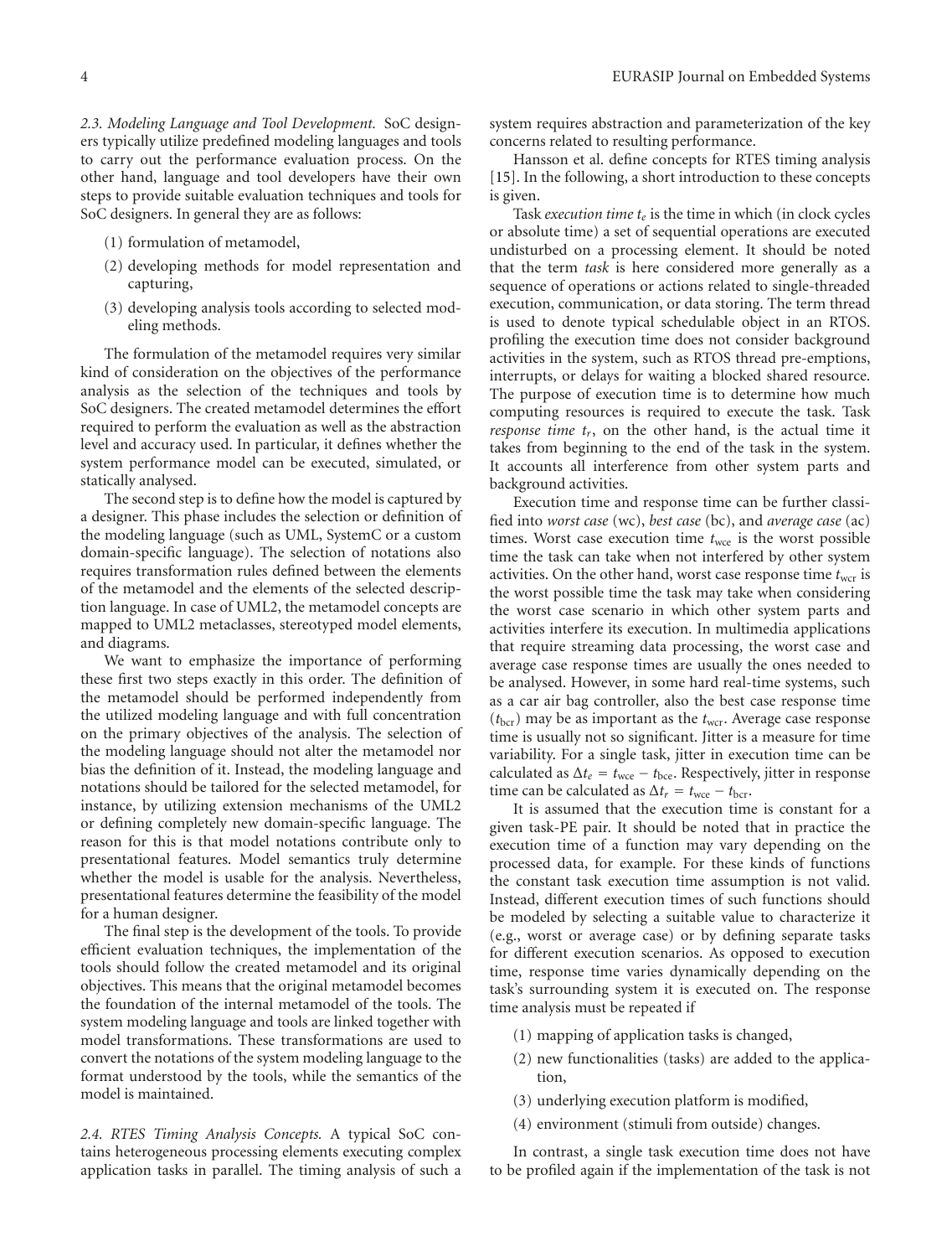*2.3. Modeling Language and Tool Development.* SoC designers typically utilize predefined modeling languages and tools to carry out the performance evaluation process. On the other hand, language and tool developers have their own steps to provide suitable evaluation techniques and tools for SoC designers. In general they are as follows:

(1) formulation of metamodel,

(2) developing methods for model representation and capturing,

(3) developing analysis tools according to selected modeling methods.

The formulation of the metamodel requires very similar kind of consideration on the objectives of the performance analysis as the selection of the techniques and tools by SoC designers. The created metamodel determines the effort required to perform the evaluation as well as the abstraction level and accuracy used. In particular, it defines whether the system performance model can be executed, simulated, or statically analysed.

The second step is to define how the model is captured by a designer. This phase includes the selection or definition of the modeling language (such as UML, SystemC or a custom domain-specific language). The selection of notations also requires transformation rules defined between the elements of the metamodel and the elements of the selected description language. In case of UML2, the metamodel concepts are mapped to UML2 metaclasses, stereotyped model elements, and diagrams.

We want to emphasize the importance of performing these first two steps exactly in this order. The definition of the metamodel should be performed independently from the utilized modeling language and with full concentration on the primary objectives of the analysis. The selection of the modeling language should not alter the metamodel nor bias the definition of it. Instead, the modeling language and notations should be tailored for the selected metamodel, for instance, by utilizing extension mechanisms of the UML2 or defining completely new domain-specific language. The reason for this is that model notations contribute only to presentational features. Model semantics truly determine whether the model is usable for the analysis. Nevertheless, presentational features determine the feasibility of the model for a human designer.

The final step is the development of the tools. To provide efficient evaluation techniques, the implementation of the tools should follow the created metamodel and its original objectives. This means that the original metamodel becomes the foundation of the internal metamodel of the tools. The system modeling language and tools are linked together with model transformations. These transformations are used to convert the notations of the system modeling language to the format understood by the tools, while the semantics of the model is maintained.

*2.4. RTES Timing Analysis Concepts.* A typical SoC contains heterogeneous processing elements executing complex application tasks in parallel. The timing analysis of such a system requires abstraction and parameterization of the key concerns related to resulting performance.

Hansson et al. define concepts for RTES timing analysis [15]. In the following, a short introduction to these concepts is given.

Task *execution time* $t_e$ is the time in which (in clock cycles or absolute time) a set of sequential operations are executed undisturbed on a processing element. It should be noted that the term *task* is here considered more generally as a sequence of operations or actions related to single-threaded execution, communication, or data storing. The term thread is used to denote typical schedulable object in an RTOS. profiling the execution time does not consider background activities in the system, such as RTOS thread pre-emptions, interrupts, or delays for waiting a blocked shared resource. The purpose of execution time is to determine how much computing resources is required to execute the task. Task *response time* $t_r$, on the other hand, is the actual time it takes from beginning to the end of the task in the system. It accounts all interference from other system parts and background activities.

Execution time and response time can be further classified into *worst case* (wc), *best case* (bc), and *average case* (ac) times. Worst case execution time $t_{\text{wce}}$ is the worst possible time the task can take when not interfered by other system activities. On the other hand, worst case response time $t_{\text{wcr}}$ is the worst possible time the task may take when considering the worst case scenario in which other system parts and activities interfere its execution. In multimedia applications that require streaming data processing, the worst case and average case response times are usually the ones needed to be analysed. However, in some hard real-time systems, such as a car air bag controller, also the best case response time ($t_{\text{bcr}}$) may be as important as the $t_{\text{wcr}}$. Average case response time is usually not so significant. Jitter is a measure for time variability. For a single task, jitter in execution time can be calculated as $\Delta t_e = t_{\text{wce}} - t_{\text{bce}}$. Respectively, jitter in response time can be calculated as $\Delta t_r = t_{\text{wce}} - t_{\text{bcr}}$.

It is assumed that the execution time is constant for a given task-PE pair. It should be noted that in practice the execution time of a function may vary depending on the processed data, for example. For these kinds of functions the constant task execution time assumption is not valid. Instead, different execution times of such functions should be modeled by selecting a suitable value to characterize it (e.g., worst or average case) or by defining separate tasks for different execution scenarios. As opposed to execution time, response time varies dynamically depending on the task's surrounding system it is executed on. The response time analysis must be repeated if

(1) mapping of application tasks is changed,

(2) new functionalities (tasks) are added to the application,

(3) underlying execution platform is modified,

(4) environment (stimuli from outside) changes.

In contrast, a single task execution time does not have to be profiled again if the implementation of the task is not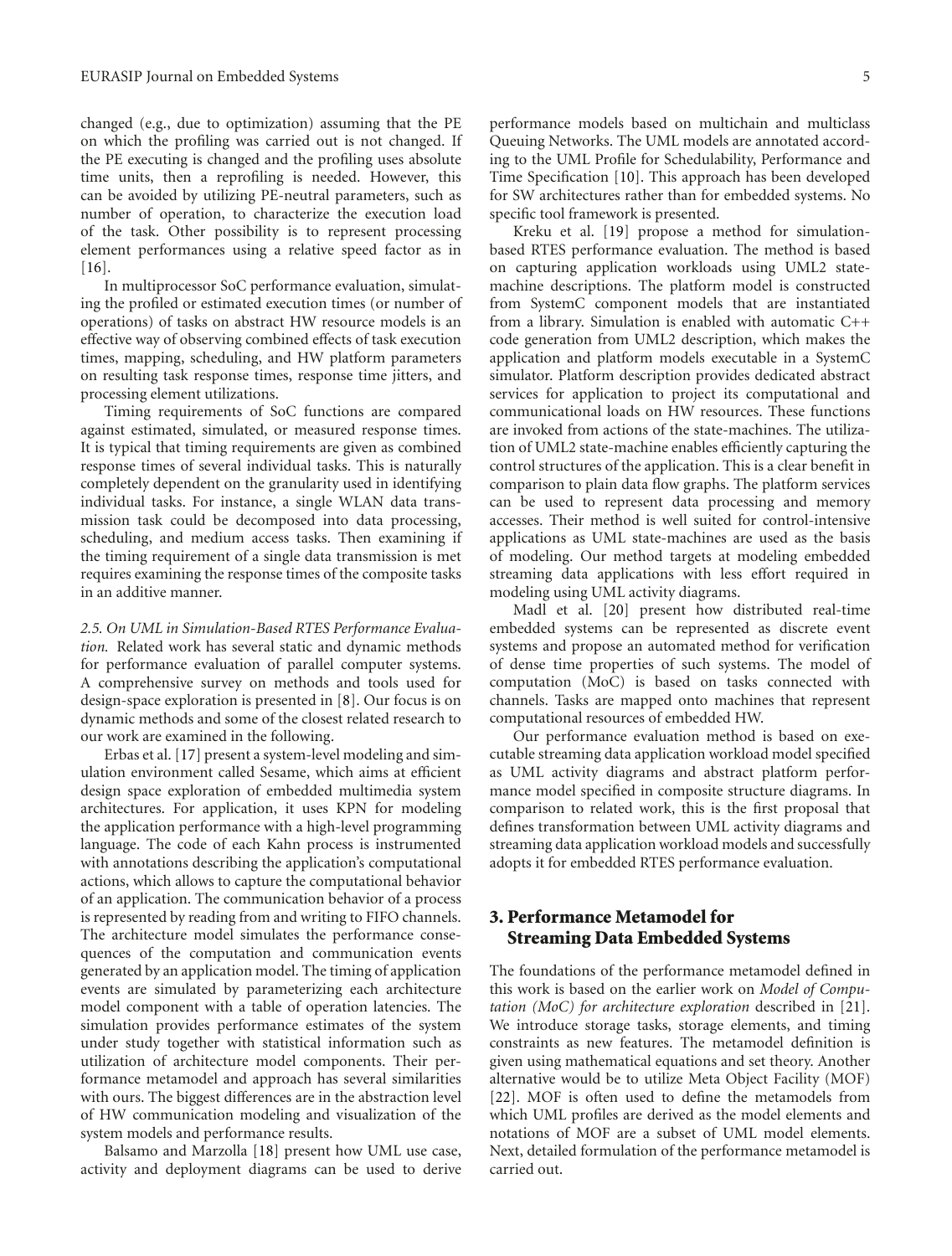changed (e.g., due to optimization) assuming that the PE on which the profiling was carried out is not changed. If the PE executing is changed and the profiling uses absolute time units, then a reprofiling is needed. However, this can be avoided by utilizing PE-neutral parameters, such as number of operation, to characterize the execution load of the task. Other possibility is to represent processing element performances using a relative speed factor as in [16].

In multiprocessor SoC performance evaluation, simulating the profiled or estimated execution times (or number of operations) of tasks on abstract HW resource models is an effective way of observing combined effects of task execution times, mapping, scheduling, and HW platform parameters on resulting task response times, response time jitters, and processing element utilizations.

Timing requirements of SoC functions are compared against estimated, simulated, or measured response times. It is typical that timing requirements are given as combined response times of several individual tasks. This is naturally completely dependent on the granularity used in identifying individual tasks. For instance, a single WLAN data transmission task could be decomposed into data processing, scheduling, and medium access tasks. Then examining if the timing requirement of a single data transmission is met requires examining the response times of the composite tasks in an additive manner.

*2.5. On UML in Simulation-Based RTES Performance Evaluation.* Related work has several static and dynamic methods for performance evaluation of parallel computer systems. A comprehensive survey on methods and tools used for design-space exploration is presented in [8]. Our focus is on dynamic methods and some of the closest related research to our work are examined in the following.

Erbas et al. [17] present a system-level modeling and simulation environment called Sesame, which aims at efficient design space exploration of embedded multimedia system architectures. For application, it uses KPN for modeling the application performance with a high-level programming language. The code of each Kahn process is instrumented with annotations describing the application's computational actions, which allows to capture the computational behavior of an application. The communication behavior of a process is represented by reading from and writing to FIFO channels. The architecture model simulates the performance consequences of the computation and communication events generated by an application model. The timing of application events are simulated by parameterizing each architecture model component with a table of operation latencies. The simulation provides performance estimates of the system under study together with statistical information such as utilization of architecture model components. Their performance metamodel and approach has several similarities with ours. The biggest differences are in the abstraction level of HW communication modeling and visualization of the system models and performance results.

Balsamo and Marzolla [18] present how UML use case, activity and deployment diagrams can be used to derive performance models based on multichain and multiclass Queuing Networks. The UML models are annotated according to the UML Profile for Schedulability, Performance and Time Specification [10]. This approach has been developed for SW architectures rather than for embedded systems. No specific tool framework is presented.

Kreku et al. [19] propose a method for simulation-based RTES performance evaluation. The method is based on capturing application workloads using UML2 state-machine descriptions. The platform model is constructed from SystemC component models that are instantiated from a library. Simulation is enabled with automatic C++ code generation from UML2 description, which makes the application and platform models executable in a SystemC simulator. Platform description provides dedicated abstract services for application to project its computational and communicational loads on HW resources. These functions are invoked from actions of the state-machines. The utilization of UML2 state-machine enables efficiently capturing the control structures of the application. This is a clear benefit in comparison to plain data flow graphs. The platform services can be used to represent data processing and memory accesses. Their method is well suited for control-intensive applications as UML state-machines are used as the basis of modeling. Our method targets at modeling embedded streaming data applications with less effort required in modeling using UML activity diagrams.

Madl et al. [20] present how distributed real-time embedded systems can be represented as discrete event systems and propose an automated method for verification of dense time properties of such systems. The model of computation (MoC) is based on tasks connected with channels. Tasks are mapped onto machines that represent computational resources of embedded HW.

Our performance evaluation method is based on executable streaming data application workload model specified as UML activity diagrams and abstract platform performance model specified in composite structure diagrams. In comparison to related work, this is the first proposal that defines transformation between UML activity diagrams and streaming data application workload models and successfully adopts it for embedded RTES performance evaluation.

## 3. Performance Metamodel for Streaming Data Embedded Systems

The foundations of the performance metamodel defined in this work is based on the earlier work on *Model of Computation (MoC) for architecture exploration* described in [21]. We introduce storage tasks, storage elements, and timing constraints as new features. The metamodel definition is given using mathematical equations and set theory. Another alternative would be to utilize Meta Object Facility (MOF) [22]. MOF is often used to define the metamodels from which UML profiles are derived as the model elements and notations of MOF are a subset of UML model elements. Next, detailed formulation of the performance metamodel is carried out.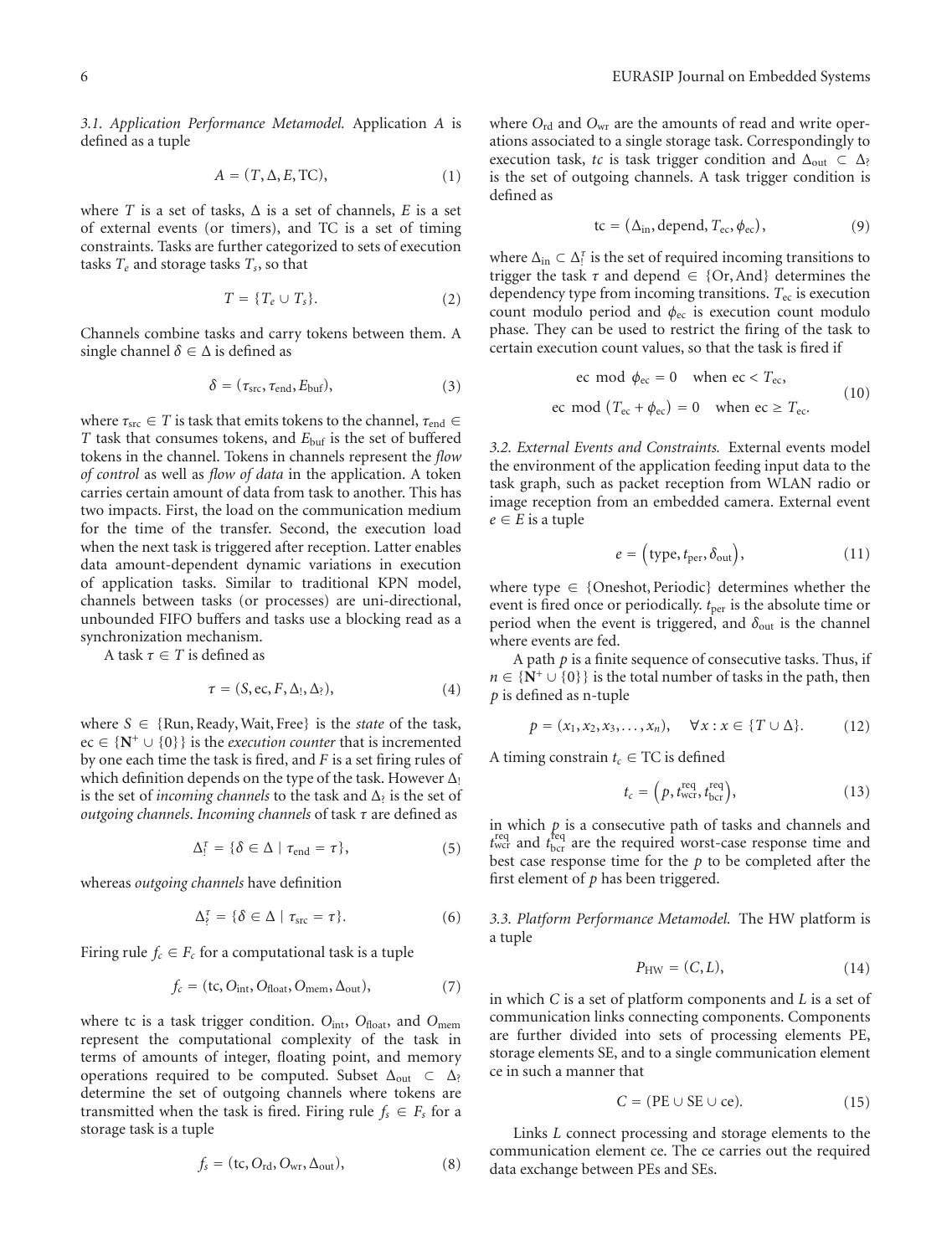*3.1. Application Performance Metamodel.* Application $A$ is defined as a tuple

$$A = (T, \Delta, E, \mathrm{TC}), \tag{1}$$

where $T$ is a set of tasks, $\Delta$ is a set of channels, $E$ is a set of external events (or timers), and TC is a set of timing constraints. Tasks are further categorized to sets of execution tasks $T_e$ and storage tasks $T_s$, so that

$$T = \{T_e \cup T_s\}. \tag{2}$$

Channels combine tasks and carry tokens between them. A single channel $\delta \in \Delta$ is defined as

$$\delta = (\tau_{\mathrm{src}}, \tau_{\mathrm{end}}, E_{\mathrm{buf}}), \tag{3}$$

where $\tau_{\mathrm{src}} \in T$ is task that emits tokens to the channel, $\tau_{\mathrm{end}} \in T$ task that consumes tokens, and $E_{\mathrm{buf}}$ is the set of buffered tokens in the channel. Tokens in channels represent the *flow of control* as well as *flow of data* in the application. A token carries certain amount of data from task to another. This has two impacts. First, the load on the communication medium for the time of the transfer. Second, the execution load when the next task is triggered after reception. Latter enables data amount-dependent dynamic variations in execution of application tasks. Similar to traditional KPN model, channels between tasks (or processes) are uni-directional, unbounded FIFO buffers and tasks use a blocking read as a synchronization mechanism.

A task $\tau \in T$ is defined as

$$\tau = (S, \mathrm{ec}, F, \Delta_{!}, \Delta_{?}), \tag{4}$$

where $S \in \{\mathrm{Run}, \mathrm{Ready}, \mathrm{Wait}, \mathrm{Free}\}$ is the *state* of the task, $\mathrm{ec} \in \{\mathbf{N}^{+} \cup \{0\}\}$ is the *execution counter* that is incremented by one each time the task is fired, and $F$ is a set firing rules of which definition depends on the type of the task. However $\Delta_{!}$ is the set of *incoming channels* to the task and $\Delta_{?}$ is the set of *outgoing channels*. *Incoming channels* of task $\tau$ are defined as

$$\Delta_{!}^{\tau} = \{\delta \in \Delta \mid \tau_{\mathrm{end}} = \tau\}, \tag{5}$$

whereas *outgoing channels* have definition

$$\Delta_{?}^{\tau} = \{\delta \in \Delta \mid \tau_{\mathrm{src}} = \tau\}. \tag{6}$$

Firing rule $f_c \in F_c$ for a computational task is a tuple

$$f_c = (\mathrm{tc}, O_{\mathrm{int}}, O_{\mathrm{float}}, O_{\mathrm{mem}}, \Delta_{\mathrm{out}}), \tag{7}$$

where tc is a task trigger condition. $O_{\mathrm{int}}$, $O_{\mathrm{float}}$, and $O_{\mathrm{mem}}$ represent the computational complexity of the task in terms of amounts of integer, floating point, and memory operations required to be computed. Subset $\Delta_{\mathrm{out}} \subset \Delta_{?}$ determine the set of outgoing channels where tokens are transmitted when the task is fired. Firing rule $f_s \in F_s$ for a storage task is a tuple

$$f_s = (\mathrm{tc}, O_{\mathrm{rd}}, O_{\mathrm{wr}}, \Delta_{\mathrm{out}}), \tag{8}$$

where $O_{\mathrm{rd}}$ and $O_{\mathrm{wr}}$ are the amounts of read and write operations associated to a single storage task. Correspondingly to execution task, *tc* is task trigger condition and $\Delta_{\mathrm{out}} \subset \Delta_{?}$ is the set of outgoing channels. A task trigger condition is defined as

$$\mathrm{tc} = (\Delta_{\mathrm{in}}, \mathrm{depend}, T_{\mathrm{ec}}, \phi_{\mathrm{ec}}), \tag{9}$$

where $\Delta_{\mathrm{in}} \subset \Delta_{!}^{\tau}$ is the set of required incoming transitions to trigger the task $\tau$ and depend $\in \{\mathrm{Or}, \mathrm{And}\}$ determines the dependency type from incoming transitions. $T_{\mathrm{ec}}$ is execution count modulo period and $\phi_{\mathrm{ec}}$ is execution count modulo phase. They can be used to restrict the firing of the task to certain execution count values, so that the task is fired if

$$\begin{aligned} \mathrm{ec} \bmod \phi_{\mathrm{ec}} = 0 \quad \text{when } \mathrm{ec} < T_{\mathrm{ec}}, \\ \mathrm{ec} \bmod (T_{\mathrm{ec}} + \phi_{\mathrm{ec}}) = 0 \quad \text{when } \mathrm{ec} \geq T_{\mathrm{ec}}. \end{aligned} \tag{10}$$

*3.2. External Events and Constraints.* External events model the environment of the application feeding input data to the task graph, such as packet reception from WLAN radio or image reception from an embedded camera. External event $e \in E$ is a tuple

$$e = \left(\mathrm{type}, t_{\mathrm{per}}, \delta_{\mathrm{out}}\right), \tag{11}$$

where type $\in \{\mathrm{Oneshot}, \mathrm{Periodic}\}$ determines whether the event is fired once or periodically. $t_{\mathrm{per}}$ is the absolute time or period when the event is triggered, and $\delta_{\mathrm{out}}$ is the channel where events are fed.

A path $p$ is a finite sequence of consecutive tasks. Thus, if $n \in \{\mathbf{N}^{+} \cup \{0\}\}$ is the total number of tasks in the path, then $p$ is defined as n-tuple

$$p = (x_1, x_2, x_3, \ldots, x_n), \quad \forall x : x \in \{T \cup \Delta\}. \tag{12}$$

A timing constrain $t_c \in \mathrm{TC}$ is defined

$$t_c = \left(p, t_{\mathrm{wcr}}^{\mathrm{req}}, t_{\mathrm{bcr}}^{\mathrm{req}}\right), \tag{13}$$

in which $p$ is a consecutive path of tasks and channels and $t_{\mathrm{wcr}}^{\mathrm{req}}$ and $t_{\mathrm{bcr}}^{\mathrm{req}}$ are the required worst-case response time and best case response time for the $p$ to be completed after the first element of $p$ has been triggered.

*3.3. Platform Performance Metamodel.* The HW platform is a tuple

$$P_{\mathrm{HW}} = (C, L), \tag{14}$$

in which $C$ is a set of platform components and $L$ is a set of communication links connecting components. Components are further divided into sets of processing elements PE, storage elements SE, and to a single communication element ce in such a manner that

$$C = (\mathrm{PE} \cup \mathrm{SE} \cup \mathrm{ce}). \tag{15}$$

Links $L$ connect processing and storage elements to the communication element ce. The ce carries out the required data exchange between PEs and SEs.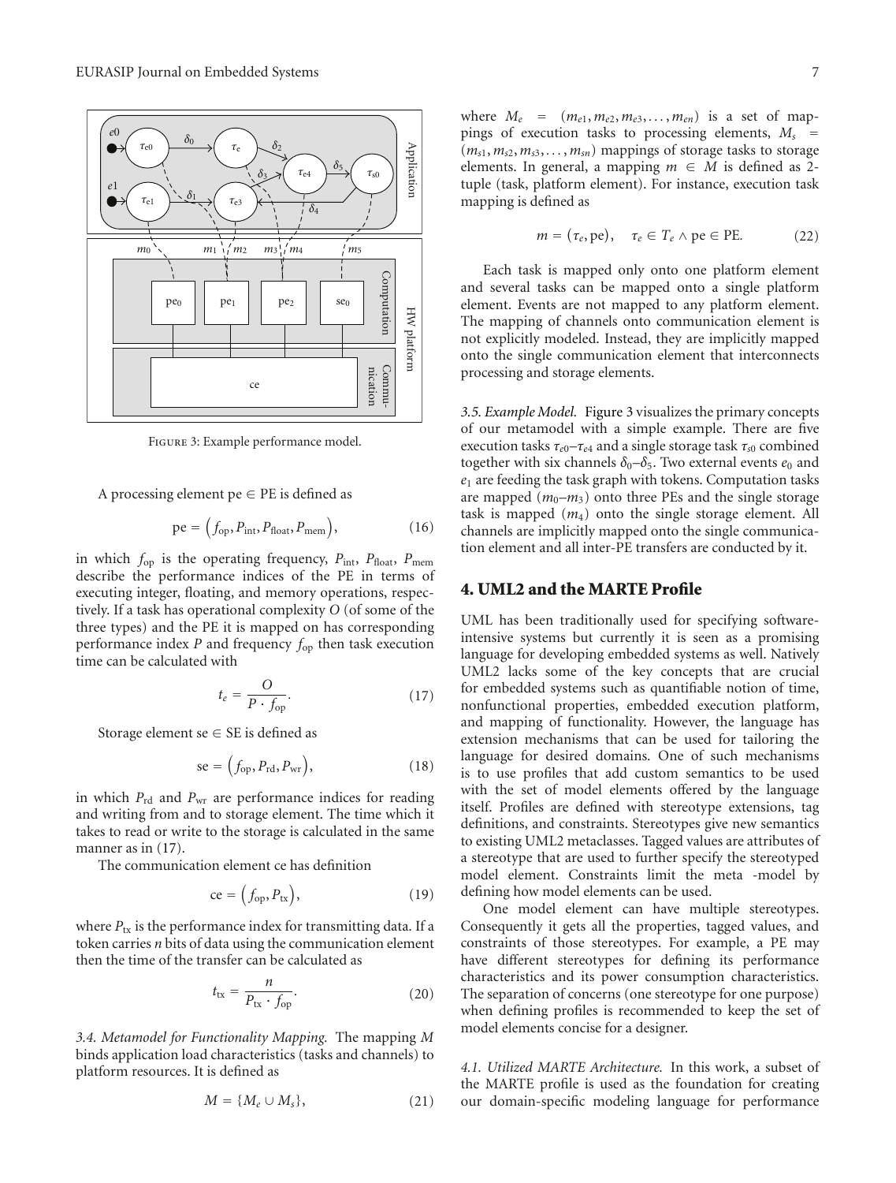Figure 3: Example performance model.

A processing element pe $\in$ PE is defined as

$$\text{pe} = \left(f_{\text{op}}, P_{\text{int}}, P_{\text{float}}, P_{\text{mem}}\right), \tag{16}$$

in which $f_{\text{op}}$ is the operating frequency, $P_{\text{int}}$, $P_{\text{float}}$, $P_{\text{mem}}$ describe the performance indices of the PE in terms of executing integer, floating, and memory operations, respectively. If a task has operational complexity $O$ (of some of the three types) and the PE it is mapped on has corresponding performance index $P$ and frequency $f_{\text{op}}$ then task execution time can be calculated with

$$t_e = \frac{O}{P \cdot f_{\text{op}}}. \tag{17}$$

Storage element se $\in$ SE is defined as

$$\text{se} = \left(f_{\text{op}}, P_{\text{rd}}, P_{\text{wr}}\right), \tag{18}$$

in which $P_{\text{rd}}$ and $P_{\text{wr}}$ are performance indices for reading and writing from and to storage element. The time which it takes to read or write to the storage is calculated in the same manner as in (17).

The communication element ce has definition

$$\text{ce} = \left(f_{\text{op}}, P_{\text{tx}}\right), \tag{19}$$

where $P_{\text{tx}}$ is the performance index for transmitting data. If a token carries $n$ bits of data using the communication element then the time of the transfer can be calculated as

$$t_{\text{tx}} = \frac{n}{P_{\text{tx}} \cdot f_{\text{op}}}. \tag{20}$$

*3.4. Metamodel for Functionality Mapping.* The mapping $M$ binds application load characteristics (tasks and channels) to platform resources. It is defined as

$$M = \{M_e \cup M_s\}, \tag{21}$$

where $M_e = (m_{e1}, m_{e2}, m_{e3}, \ldots, m_{en})$ is a set of mappings of execution tasks to processing elements, $M_s = (m_{s1}, m_{s2}, m_{s3}, \ldots, m_{sn})$ mappings of storage tasks to storage elements. In general, a mapping $m \in M$ is defined as 2-tuple (task, platform element). For instance, execution task mapping is defined as

$$m = (\tau_e, \text{pe}), \quad \tau_e \in T_e \wedge \text{pe} \in \text{PE}. \tag{22}$$

Each task is mapped only onto one platform element and several tasks can be mapped onto a single platform element. Events are not mapped to any platform element. The mapping of channels onto communication element is not explicitly modeled. Instead, they are implicitly mapped onto the single communication element that interconnects processing and storage elements.

*3.5. Example Model.* Figure 3 visualizes the primary concepts of our metamodel with a simple example. There are five execution tasks $\tau_{e0}$–$\tau_{e4}$ and a single storage task $\tau_{s0}$ combined together with six channels $\delta_0$–$\delta_5$. Two external events $e_0$ and $e_1$ are feeding the task graph with tokens. Computation tasks are mapped ($m_0$–$m_3$) onto three PEs and the single storage task is mapped ($m_4$) onto the single storage element. All channels are implicitly mapped onto the single communication element and all inter-PE transfers are conducted by it.

## 4. UML2 and the MARTE Profile

UML has been traditionally used for specifying software-intensive systems but currently it is seen as a promising language for developing embedded systems as well. Natively UML2 lacks some of the key concepts that are crucial for embedded systems such as quantifiable notion of time, nonfunctional properties, embedded execution platform, and mapping of functionality. However, the language has extension mechanisms that can be used for tailoring the language for desired domains. One of such mechanisms is to use profiles that add custom semantics to be used with the set of model elements offered by the language itself. Profiles are defined with stereotype extensions, tag definitions, and constraints. Stereotypes give new semantics to existing UML2 metaclasses. Tagged values are attributes of a stereotype that are used to further specify the stereotyped model element. Constraints limit the meta -model by defining how model elements can be used.

One model element can have multiple stereotypes. Consequently it gets all the properties, tagged values, and constraints of those stereotypes. For example, a PE may have different stereotypes for defining its performance characteristics and its power consumption characteristics. The separation of concerns (one stereotype for one purpose) when defining profiles is recommended to keep the set of model elements concise for a designer.

*4.1. Utilized MARTE Architecture.* In this work, a subset of the MARTE profile is used as the foundation for creating our domain-specific modeling language for performance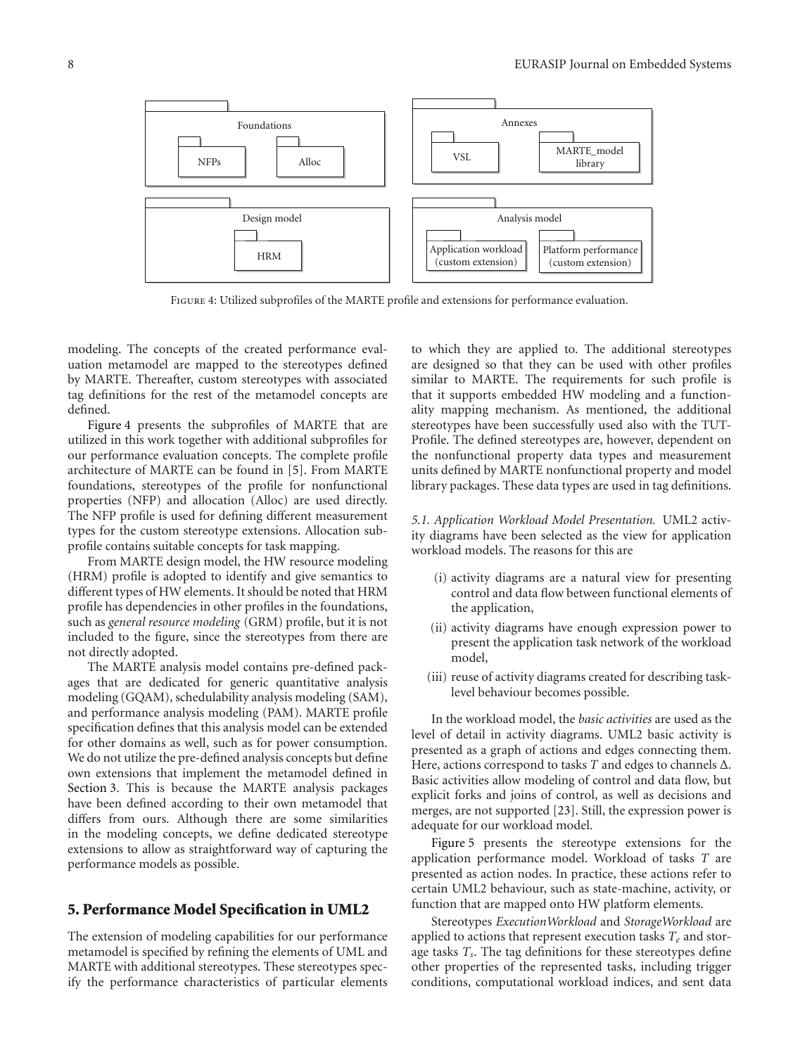Foundations

NFPs

Alloc

Annexes

VSL

MARTE_model library

Design model

HRM

Analysis model

Application workload (custom extension)

Platform performance (custom extension)

Figure 4: Utilized subprofiles of the MARTE profile and extensions for performance evaluation.

modeling. The concepts of the created performance evaluation metamodel are mapped to the stereotypes defined by MARTE. Thereafter, custom stereotypes with associated tag definitions for the rest of the metamodel concepts are defined.

Figure 4 presents the subprofiles of MARTE that are utilized in this work together with additional subprofiles for our performance evaluation concepts. The complete profile architecture of MARTE can be found in [5]. From MARTE foundations, stereotypes of the profile for nonfunctional properties (NFP) and allocation (Alloc) are used directly. The NFP profile is used for defining different measurement types for the custom stereotype extensions. Allocation subprofile contains suitable concepts for task mapping.

From MARTE design model, the HW resource modeling (HRM) profile is adopted to identify and give semantics to different types of HW elements. It should be noted that HRM profile has dependencies in other profiles in the foundations, such as *general resource modeling* (GRM) profile, but it is not included to the figure, since the stereotypes from there are not directly adopted.

The MARTE analysis model contains pre-defined packages that are dedicated for generic quantitative analysis modeling (GQAM), schedulability analysis modeling (SAM), and performance analysis modeling (PAM). MARTE profile specification defines that this analysis model can be extended for other domains as well, such as for power consumption. We do not utilize the pre-defined analysis concepts but define own extensions that implement the metamodel defined in Section 3. This is because the MARTE analysis packages have been defined according to their own metamodel that differs from ours. Although there are some similarities in the modeling concepts, we define dedicated stereotype extensions to allow as straightforward way of capturing the performance models as possible.

## 5. Performance Model Specification in UML2

The extension of modeling capabilities for our performance metamodel is specified by refining the elements of UML and MARTE with additional stereotypes. These stereotypes specify the performance characteristics of particular elements to which they are applied to. The additional stereotypes are designed so that they can be used with other profiles similar to MARTE. The requirements for such profile is that it supports embedded HW modeling and a functionality mapping mechanism. As mentioned, the additional stereotypes have been successfully used also with the TUT-Profile. The defined stereotypes are, however, dependent on the nonfunctional property data types and measurement units defined by MARTE nonfunctional property and model library packages. These data types are used in tag definitions.

*5.1. Application Workload Model Presentation.* UML2 activity diagrams have been selected as the view for application workload models. The reasons for this are

(i) activity diagrams are a natural view for presenting control and data flow between functional elements of the application,

(ii) activity diagrams have enough expression power to present the application task network of the workload model,

(iii) reuse of activity diagrams created for describing task-level behaviour becomes possible.

In the workload model, the *basic activities* are used as the level of detail in activity diagrams. UML2 basic activity is presented as a graph of actions and edges connecting them. Here, actions correspond to tasks $T$ and edges to channels $\Delta$. Basic activities allow modeling of control and data flow, but explicit forks and joins of control, as well as decisions and merges, are not supported [23]. Still, the expression power is adequate for our workload model.

Figure 5 presents the stereotype extensions for the application performance model. Workload of tasks $T$ are presented as action nodes. In practice, these actions refer to certain UML2 behaviour, such as state-machine, activity, or function that are mapped onto HW platform elements.

Stereotypes *ExecutionWorkload* and *StorageWorkload* are applied to actions that represent execution tasks $T_e$ and storage tasks $T_s$. The tag definitions for these stereotypes define other properties of the represented tasks, including trigger conditions, computational workload indices, and sent data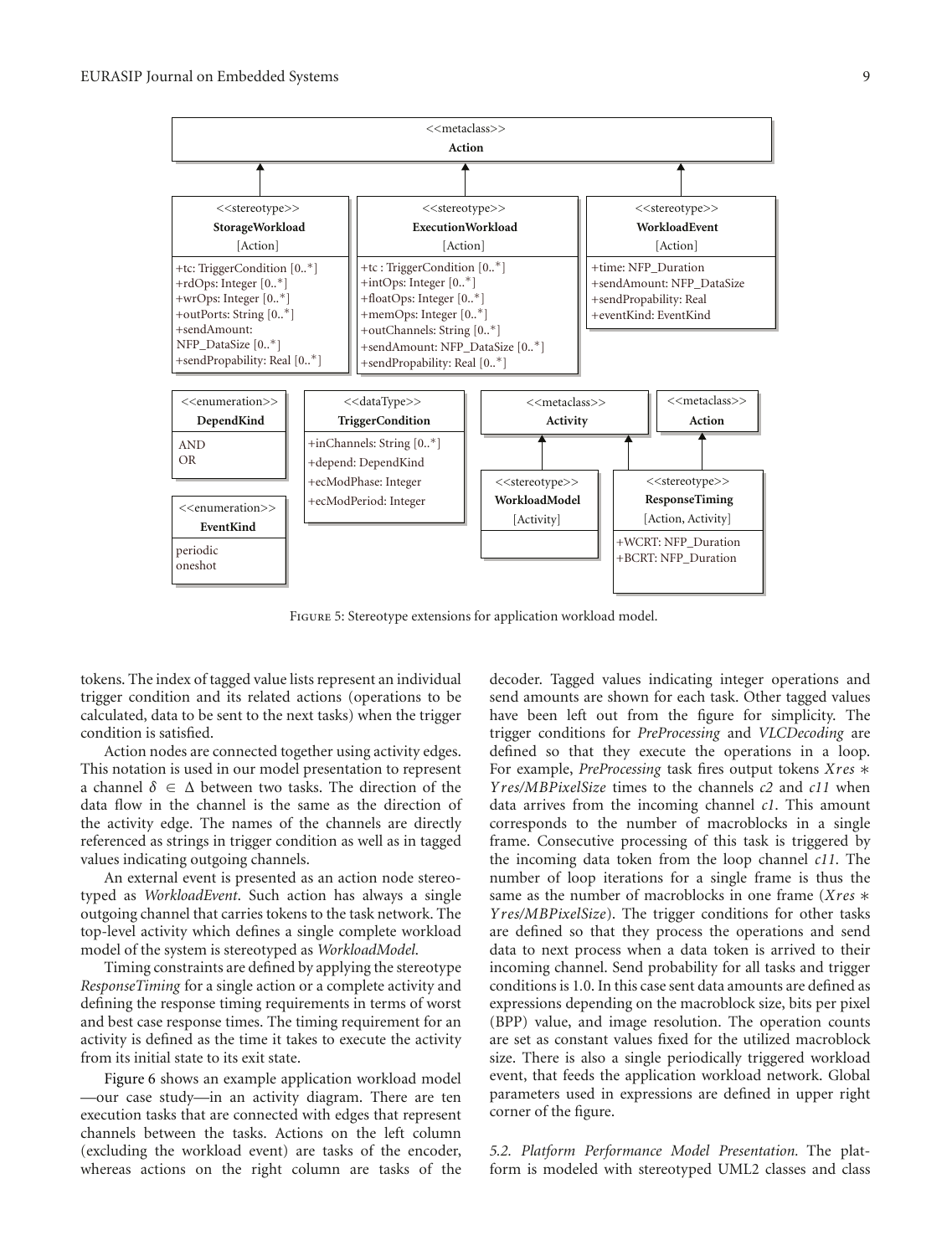FIGURE 5: Stereotype extensions for application workload model.

tokens. The index of tagged value lists represent an individual trigger condition and its related actions (operations to be calculated, data to be sent to the next tasks) when the trigger condition is satisfied.

Action nodes are connected together using activity edges. This notation is used in our model presentation to represent a channel $\delta \in \Delta$ between two tasks. The direction of the data flow in the channel is the same as the direction of the activity edge. The names of the channels are directly referenced as strings in trigger condition as well as in tagged values indicating outgoing channels.

An external event is presented as an action node stereotyped as *WorkloadEvent*. Such action has always a single outgoing channel that carries tokens to the task network. The top-level activity which defines a single complete workload model of the system is stereotyped as *WorkloadModel*.

Timing constraints are defined by applying the stereotype *ResponseTiming* for a single action or a complete activity and defining the response timing requirements in terms of worst and best case response times. The timing requirement for an activity is defined as the time it takes to execute the activity from its initial state to its exit state.

Figure 6 shows an example application workload model—our case study—in an activity diagram. There are ten execution tasks that are connected with edges that represent channels between the tasks. Actions on the left column (excluding the workload event) are tasks of the encoder, whereas actions on the right column are tasks of the decoder. Tagged values indicating integer operations and send amounts are shown for each task. Other tagged values have been left out from the figure for simplicity. The trigger conditions for *PreProcessing* and *VLCDecoding* are defined so that they execute the operations in a loop. For example, *PreProcessing* task fires output tokens $Xres * Yres/MBPixelSize$ times to the channels *c2* and *c11* when data arrives from the incoming channel *c1*. This amount corresponds to the number of macroblocks in a single frame. Consecutive processing of this task is triggered by the incoming data token from the loop channel *c11*. The number of loop iterations for a single frame is thus the same as the number of macroblocks in one frame ($Xres * Yres/MBPixelSize$). The trigger conditions for other tasks are defined so that they process the operations and send data to next process when a data token is arrived to their incoming channel. Send probability for all tasks and trigger conditions is 1.0. In this case sent data amounts are defined as expressions depending on the macroblock size, bits per pixel (BPP) value, and image resolution. The operation counts are set as constant values fixed for the utilized macroblock size. There is also a single periodically triggered workload event, that feeds the application workload network. Global parameters used in expressions are defined in upper right corner of the figure.

*5.2. Platform Performance Model Presentation.* The platform is modeled with stereotyped UML2 classes and class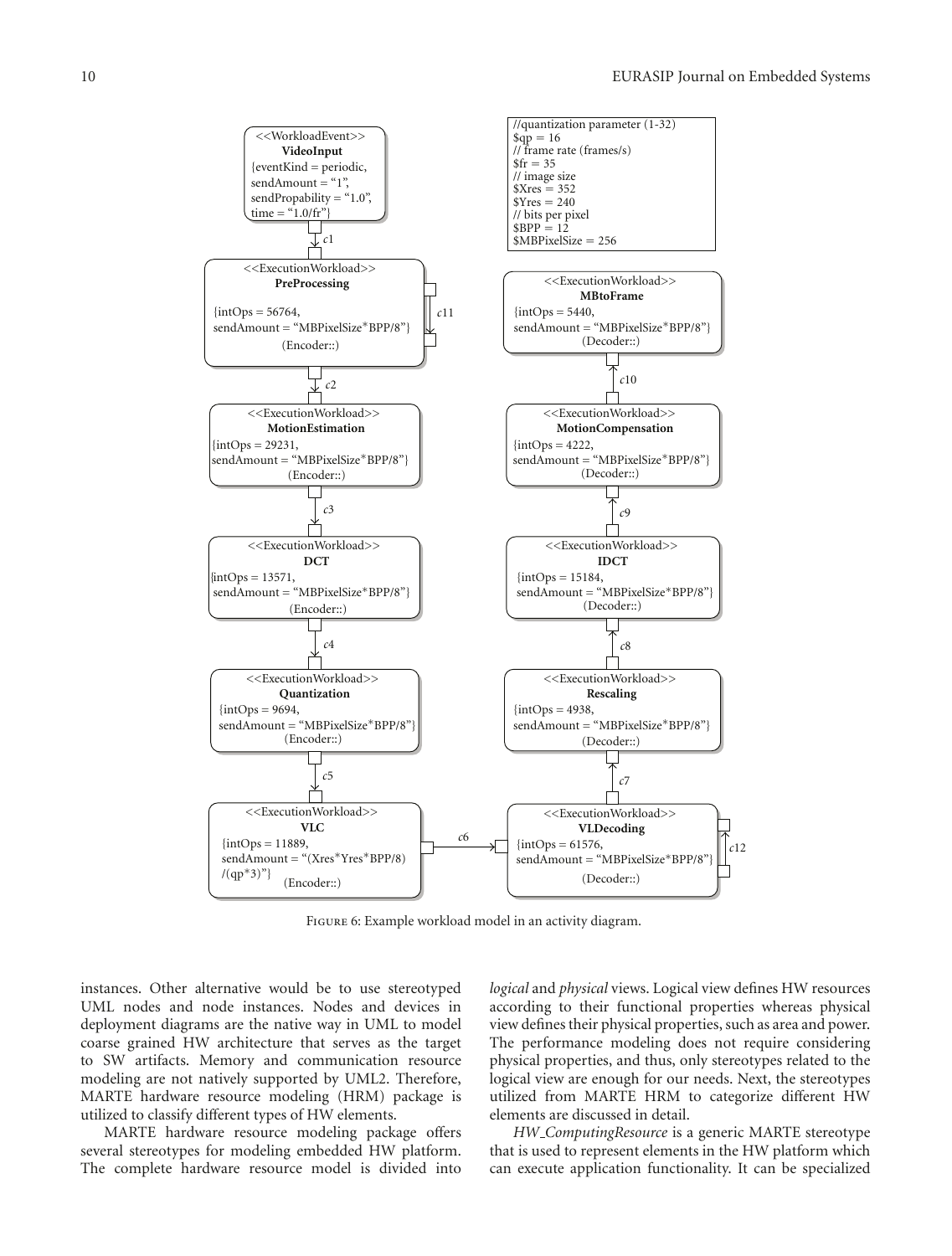```
//quantization parameter (1-32)
$qp = 16
// frame rate (frames/s)
$fr = 35
// image size
$Xres = 352
$Yres = 240
// bits per pixel
$BPP = 12
$MBPixelSize = 256
```

<<WorkloadEvent>> **VideoInput** {eventKind = periodic, sendAmount = "1", sendPropability = "1.0", time = "1.0/fr"}

<<ExecutionWorkload>> **PreProcessing** {intOps = 56764, sendAmount = "MBPixelSize*BPP/8"} (Encoder::)

<<ExecutionWorkload>> **MotionEstimation** {intOps = 29231, sendAmount = "MBPixelSize*BPP/8"} (Encoder::)

<<ExecutionWorkload>> **DCT** {intOps = 13571, sendAmount = "MBPixelSize*BPP/8"} (Encoder::)

<<ExecutionWorkload>> **Quantization** {intOps = 9694, sendAmount = "MBPixelSize*BPP/8"} (Encoder::)

<<ExecutionWorkload>> **VLC** {intOps = 11889, sendAmount = "(Xres*Yres*BPP/8)/(qp*3)"} (Encoder::)

<<ExecutionWorkload>> **VLDecoding** {intOps = 61576, sendAmount = "MBPixelSize*BPP/8"} (Decoder::)

<<ExecutionWorkload>> **Rescaling** {intOps = 4938, sendAmount = "MBPixelSize*BPP/8"} (Decoder::)

<<ExecutionWorkload>> **IDCT** {intOps = 15184, sendAmount = "MBPixelSize*BPP/8"} (Decoder::)

<<ExecutionWorkload>> **MotionCompensation** {intOps = 4222, sendAmount = "MBPixelSize*BPP/8"} (Decoder::)

<<ExecutionWorkload>> **MBtoFrame** {intOps = 5440, sendAmount = "MBPixelSize*BPP/8"} (Decoder::)

Connections: c1 (VideoInput → PreProcessing), c2, c3, c4, c5, c6 (VLC → VLDecoding), c7, c8, c9, c10, c11 (PreProcessing self-loop), c12 (VLDecoding self-loop)

Figure 6: Example workload model in an activity diagram.

instances. Other alternative would be to use stereotyped UML nodes and node instances. Nodes and devices in deployment diagrams are the native way in UML to model coarse grained HW architecture that serves as the target to SW artifacts. Memory and communication resource modeling are not natively supported by UML2. Therefore, MARTE hardware resource modeling (HRM) package is utilized to classify different types of HW elements.

MARTE hardware resource modeling package offers several stereotypes for modeling embedded HW platform. The complete hardware resource model is divided into *logical* and *physical* views. Logical view defines HW resources according to their functional properties whereas physical view defines their physical properties, such as area and power. The performance modeling does not require considering physical properties, and thus, only stereotypes related to the logical view are enough for our needs. Next, the stereotypes utilized from MARTE HRM to categorize different HW elements are discussed in detail.

*HW_ComputingResource* is a generic MARTE stereotype that is used to represent elements in the HW platform which can execute application functionality. It can be specialized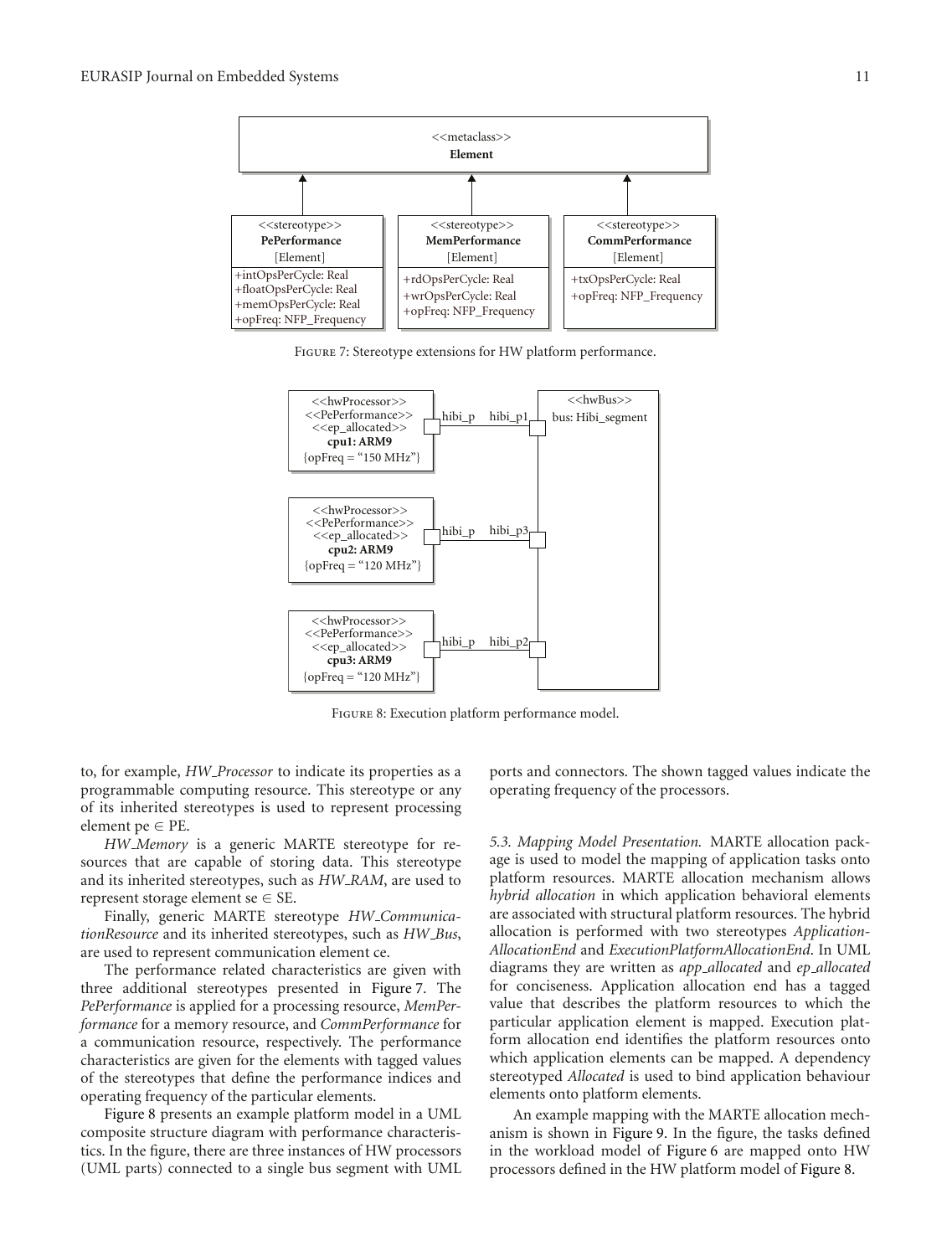FIGURE 7: Stereotype extensions for HW platform performance.

FIGURE 8: Execution platform performance model.

to, for example, *HW_Processor* to indicate its properties as a programmable computing resource. This stereotype or any of its inherited stereotypes is used to represent processing element pe $\in$ PE.

*HW_Memory* is a generic MARTE stereotype for resources that are capable of storing data. This stereotype and its inherited stereotypes, such as *HW_RAM*, are used to represent storage element se $\in$ SE.

Finally, generic MARTE stereotype *HW_CommunicationResource* and its inherited stereotypes, such as *HW_Bus*, are used to represent communication element ce.

The performance related characteristics are given with three additional stereotypes presented in Figure 7. The *PePerformance* is applied for a processing resource, *MemPerformance* for a memory resource, and *CommPerformance* for a communication resource, respectively. The performance characteristics are given for the elements with tagged values of the stereotypes that define the performance indices and operating frequency of the particular elements.

Figure 8 presents an example platform model in a UML composite structure diagram with performance characteristics. In the figure, there are three instances of HW processors (UML parts) connected to a single bus segment with UML ports and connectors. The shown tagged values indicate the operating frequency of the processors.

*5.3. Mapping Model Presentation.* MARTE allocation package is used to model the mapping of application tasks onto platform resources. MARTE allocation mechanism allows *hybrid allocation* in which application behavioral elements are associated with structural platform resources. The hybrid allocation is performed with two stereotypes *ApplicationAllocationEnd* and *ExecutionPlatformAllocationEnd*. In UML diagrams they are written as *app_allocated* and *ep_allocated* for conciseness. Application allocation end has a tagged value that describes the platform resources to which the particular application element is mapped. Execution platform allocation end identifies the platform resources onto which application elements can be mapped. A dependency stereotyped *Allocated* is used to bind application behaviour elements onto platform elements.

An example mapping with the MARTE allocation mechanism is shown in Figure 9. In the figure, the tasks defined in the workload model of Figure 6 are mapped onto HW processors defined in the HW platform model of Figure 8.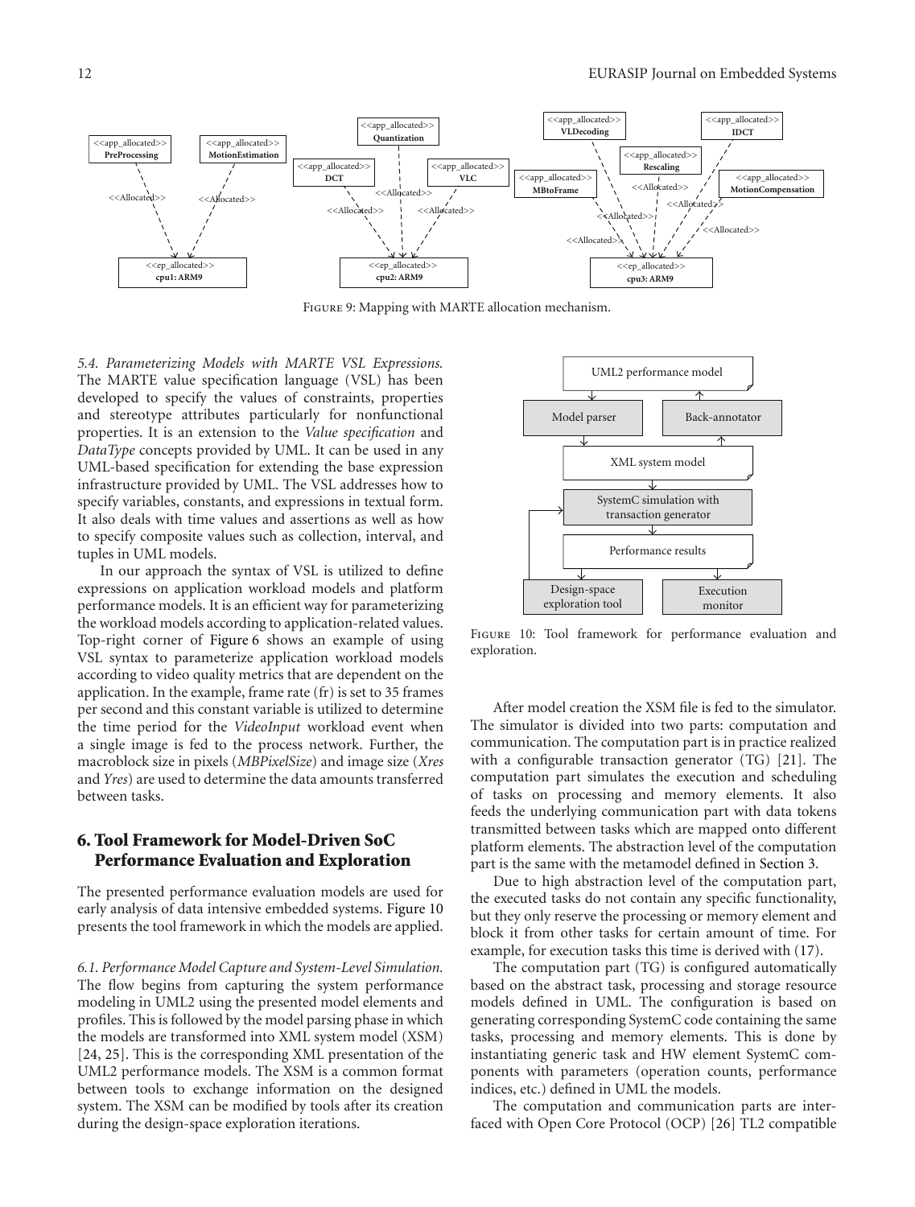FIGURE 9: Mapping with MARTE allocation mechanism.

*5.4. Parameterizing Models with MARTE VSL Expressions.* The MARTE value specification language (VSL) has been developed to specify the values of constraints, properties and stereotype attributes particularly for nonfunctional properties. It is an extension to the *Value specification* and *DataType* concepts provided by UML. It can be used in any UML-based specification for extending the base expression infrastructure provided by UML. The VSL addresses how to specify variables, constants, and expressions in textual form. It also deals with time values and assertions as well as how to specify composite values such as collection, interval, and tuples in UML models.

In our approach the syntax of VSL is utilized to define expressions on application workload models and platform performance models. It is an efficient way for parameterizing the workload models according to application-related values. Top-right corner of Figure 6 shows an example of using VSL syntax to parameterize application workload models according to video quality metrics that are dependent on the application. In the example, frame rate (fr) is set to 35 frames per second and this constant variable is utilized to determine the time period for the *VideoInput* workload event when a single image is fed to the process network. Further, the macroblock size in pixels (*MBPixelSize*) and image size (*Xres* and *Yres*) are used to determine the data amounts transferred between tasks.

## 6. Tool Framework for Model-Driven SoC Performance Evaluation and Exploration

The presented performance evaluation models are used for early analysis of data intensive embedded systems. Figure 10 presents the tool framework in which the models are applied.

*6.1. Performance Model Capture and System-Level Simulation.* The flow begins from capturing the system performance modeling in UML2 using the presented model elements and profiles. This is followed by the model parsing phase in which the models are transformed into XML system model (XSM) [24, 25]. This is the corresponding XML presentation of the UML2 performance models. The XSM is a common format between tools to exchange information on the designed system. The XSM can be modified by tools after its creation during the design-space exploration iterations.

FIGURE 10: Tool framework for performance evaluation and exploration.

After model creation the XSM file is fed to the simulator. The simulator is divided into two parts: computation and communication. The computation part is in practice realized with a configurable transaction generator (TG) [21]. The computation part simulates the execution and scheduling of tasks on processing and memory elements. It also feeds the underlying communication part with data tokens transmitted between tasks which are mapped onto different platform elements. The abstraction level of the computation part is the same with the metamodel defined in Section 3.

Due to high abstraction level of the computation part, the executed tasks do not contain any specific functionality, but they only reserve the processing or memory element and block it from other tasks for certain amount of time. For example, for execution tasks this time is derived with (17).

The computation part (TG) is configured automatically based on the abstract task, processing and storage resource models defined in UML. The configuration is based on generating corresponding SystemC code containing the same tasks, processing and memory elements. This is done by instantiating generic task and HW element SystemC components with parameters (operation counts, performance indices, etc.) defined in UML the models.

The computation and communication parts are interfaced with Open Core Protocol (OCP) [26] TL2 compatible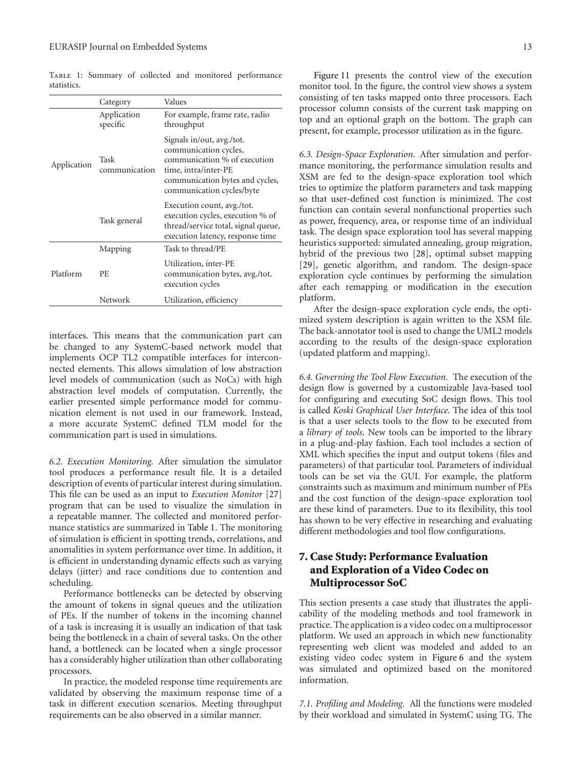Table 1: Summary of collected and monitored performance statistics.

| | Category | Values |
|---|---|---|
| Application | Application specific | For example, frame rate, radio throughput |
| | Task communication | Signals in/out, avg./tot. communication cycles, communication % of execution time, intra/inter-PE communication bytes and cycles, communication cycles/byte |
| | Task general | Execution count, avg./tot. execution cycles, execution % of thread/service total, signal queue, execution latency, response time |
| Platform | Mapping | Task to thread/PE |
| | PE | Utilization, inter-PE communication bytes, avg./tot. execution cycles |
| | Network | Utilization, efficiency |

interfaces. This means that the communication part can be changed to any SystemC-based network model that implements OCP TL2 compatible interfaces for interconnected elements. This allows simulation of low abstraction level models of communication (such as NoCs) with high abstraction level models of computation. Currently, the earlier presented simple performance model for communication element is not used in our framework. Instead, a more accurate SystemC defined TLM model for the communication part is used in simulations.

*6.2. Execution Monitoring.* After simulation the simulator tool produces a performance result file. It is a detailed description of events of particular interest during simulation. This file can be used as an input to *Execution Monitor* [27] program that can be used to visualize the simulation in a repeatable manner. The collected and monitored performance statistics are summarized in Table 1. The monitoring of simulation is efficient in spotting trends, correlations, and anomalities in system performance over time. In addition, it is efficient in understanding dynamic effects such as varying delays (jitter) and race conditions due to contention and scheduling.

Performance bottlenecks can be detected by observing the amount of tokens in signal queues and the utilization of PEs. If the number of tokens in the incoming channel of a task is increasing it is usually an indication of that task being the bottleneck in a chain of several tasks. On the other hand, a bottleneck can be located when a single processor has a considerably higher utilization than other collaborating processors.

In practice, the modeled response time requirements are validated by observing the maximum response time of a task in different execution scenarios. Meeting throughput requirements can be also observed in a similar manner.

Figure 11 presents the control view of the execution monitor tool. In the figure, the control view shows a system consisting of ten tasks mapped onto three processors. Each processor column consists of the current task mapping on top and an optional graph on the bottom. The graph can present, for example, processor utilization as in the figure.

*6.3. Design-Space Exploration.* After simulation and performance monitoring, the performance simulation results and XSM are fed to the design-space exploration tool which tries to optimize the platform parameters and task mapping so that user-defined cost function is minimized. The cost function can contain several nonfunctional properties such as power, frequency, area, or response time of an individual task. The design space exploration tool has several mapping heuristics supported: simulated annealing, group migration, hybrid of the previous two [28], optimal subset mapping [29], genetic algorithm, and random. The design-space exploration cycle continues by performing the simulation after each remapping or modification in the execution platform.

After the design-space exploration cycle ends, the optimized system description is again written to the XSM file. The back-annotator tool is used to change the UML2 models according to the results of the design-space exploration (updated platform and mapping).

*6.4. Governing the Tool Flow Execution.* The execution of the design flow is governed by a customizable Java-based tool for configuring and executing SoC design flows. This tool is called *Koski Graphical User Interface.* The idea of this tool is that a user selects tools to the flow to be executed from a *library of tools*. New tools can be imported to the library in a plug-and-play fashion. Each tool includes a section of XML which specifies the input and output tokens (files and parameters) of that particular tool. Parameters of individual tools can be set via the GUI. For example, the platform constraints such as maximum and minimum number of PEs and the cost function of the design-space exploration tool are these kind of parameters. Due to its flexibility, this tool has shown to be very effective in researching and evaluating different methodologies and tool flow configurations.

## 7. Case Study: Performance Evaluation and Exploration of a Video Codec on Multiprocessor SoC

This section presents a case study that illustrates the applicability of the modeling methods and tool framework in practice. The application is a video codec on a multiprocessor platform. We used an approach in which new functionality representing web client was modeled and added to an existing video codec system in Figure 6 and the system was simulated and optimized based on the monitored information.

*7.1. Profiling and Modeling.* All the functions were modeled by their workload and simulated in SystemC using TG. The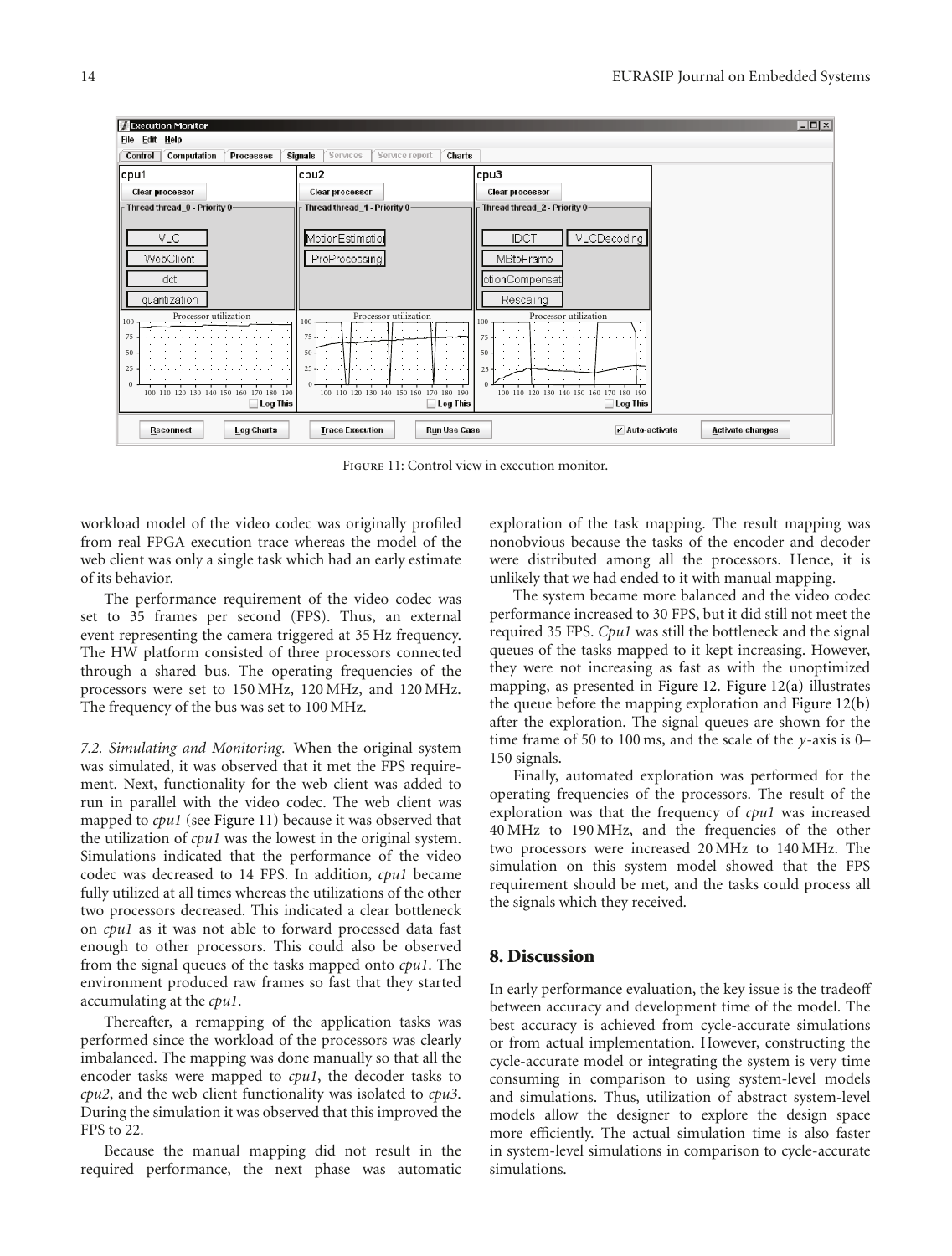FIGURE 11: Control view in execution monitor.

workload model of the video codec was originally profiled from real FPGA execution trace whereas the model of the web client was only a single task which had an early estimate of its behavior.

The performance requirement of the video codec was set to 35 frames per second (FPS). Thus, an external event representing the camera triggered at 35 Hz frequency. The HW platform consisted of three processors connected through a shared bus. The operating frequencies of the processors were set to 150 MHz, 120 MHz, and 120 MHz. The frequency of the bus was set to 100 MHz.

*7.2. Simulating and Monitoring.* When the original system was simulated, it was observed that it met the FPS requirement. Next, functionality for the web client was added to run in parallel with the video codec. The web client was mapped to *cpu1* (see Figure 11) because it was observed that the utilization of *cpu1* was the lowest in the original system. Simulations indicated that the performance of the video codec was decreased to 14 FPS. In addition, *cpu1* became fully utilized at all times whereas the utilizations of the other two processors decreased. This indicated a clear bottleneck on *cpu1* as it was not able to forward processed data fast enough to other processors. This could also be observed from the signal queues of the tasks mapped onto *cpu1*. The environment produced raw frames so fast that they started accumulating at the *cpu1*.

Thereafter, a remapping of the application tasks was performed since the workload of the processors was clearly imbalanced. The mapping was done manually so that all the encoder tasks were mapped to *cpu1*, the decoder tasks to *cpu2*, and the web client functionality was isolated to *cpu3*. During the simulation it was observed that this improved the FPS to 22.

Because the manual mapping did not result in the required performance, the next phase was automatic exploration of the task mapping. The result mapping was nonobvious because the tasks of the encoder and decoder were distributed among all the processors. Hence, it is unlikely that we had ended to it with manual mapping.

The system became more balanced and the video codec performance increased to 30 FPS, but it did still not meet the required 35 FPS. *Cpu1* was still the bottleneck and the signal queues of the tasks mapped to it kept increasing. However, they were not increasing as fast as with the unoptimized mapping, as presented in Figure 12. Figure 12(a) illustrates the queue before the mapping exploration and Figure 12(b) after the exploration. The signal queues are shown for the time frame of 50 to 100 ms, and the scale of the $y$-axis is 0–150 signals.

Finally, automated exploration was performed for the operating frequencies of the processors. The result of the exploration was that the frequency of *cpu1* was increased 40 MHz to 190 MHz, and the frequencies of the other two processors were increased 20 MHz to 140 MHz. The simulation on this system model showed that the FPS requirement should be met, and the tasks could process all the signals which they received.

## 8. Discussion

In early performance evaluation, the key issue is the tradeoff between accuracy and development time of the model. The best accuracy is achieved from cycle-accurate simulations or from actual implementation. However, constructing the cycle-accurate model or integrating the system is very time consuming in comparison to using system-level models and simulations. Thus, utilization of abstract system-level models allow the designer to explore the design space more efficiently. The actual simulation time is also faster in system-level simulations in comparison to cycle-accurate simulations.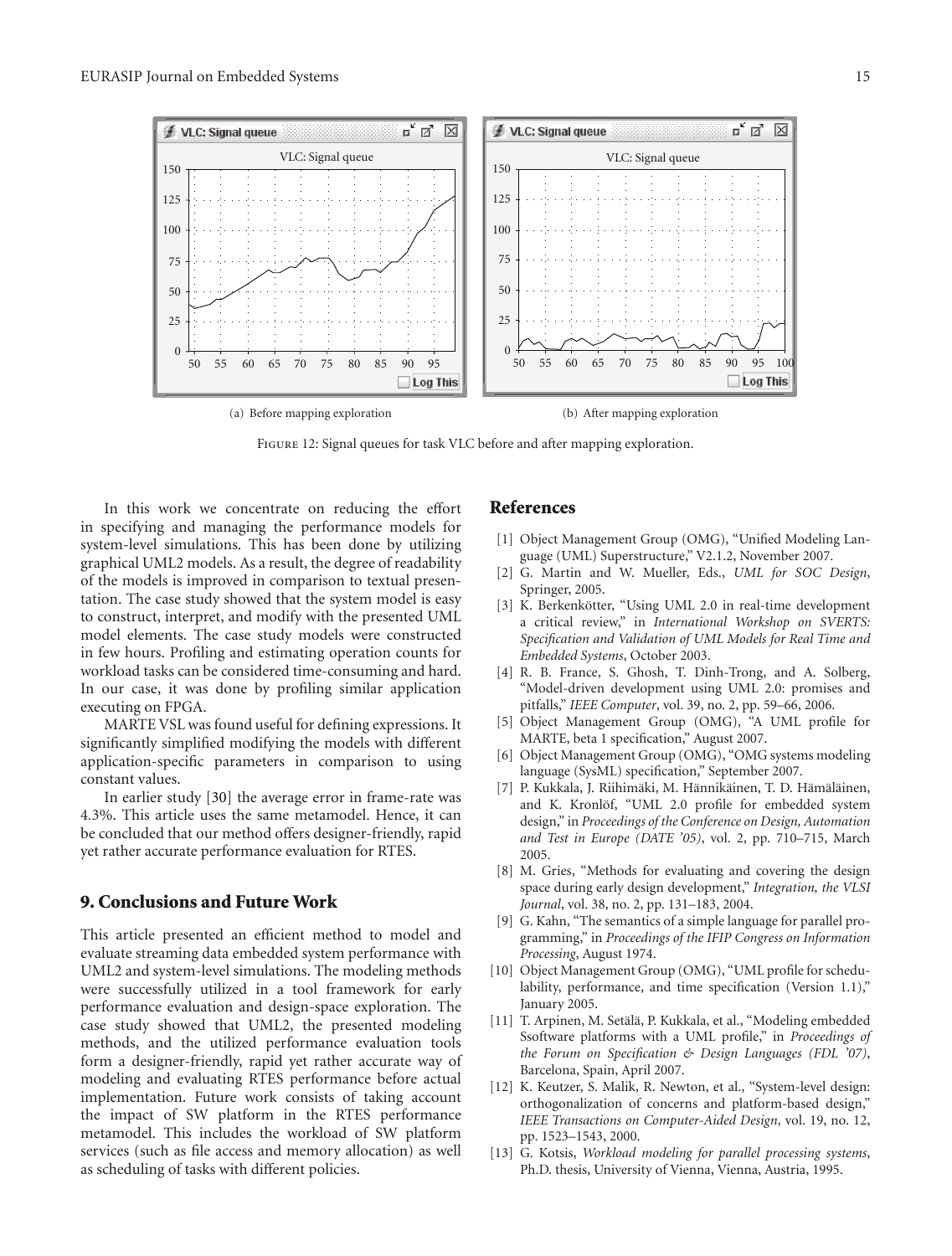(a) Before mapping exploration

(b) After mapping exploration

Figure 12: Signal queues for task VLC before and after mapping exploration.

In this work we concentrate on reducing the effort in specifying and managing the performance models for system-level simulations. This has been done by utilizing graphical UML2 models. As a result, the degree of readability of the models is improved in comparison to textual presentation. The case study showed that the system model is easy to construct, interpret, and modify with the presented UML model elements. The case study models were constructed in few hours. Profiling and estimating operation counts for workload tasks can be considered time-consuming and hard. In our case, it was done by profiling similar application executing on FPGA.

MARTE VSL was found useful for defining expressions. It significantly simplified modifying the models with different application-specific parameters in comparison to using constant values.

In earlier study [30] the average error in frame-rate was 4.3%. This article uses the same metamodel. Hence, it can be concluded that our method offers designer-friendly, rapid yet rather accurate performance evaluation for RTES.

## 9. Conclusions and Future Work

This article presented an efficient method to model and evaluate streaming data embedded system performance with UML2 and system-level simulations. The modeling methods were successfully utilized in a tool framework for early performance evaluation and design-space exploration. The case study showed that UML2, the presented modeling methods, and the utilized performance evaluation tools form a designer-friendly, rapid yet rather accurate way of modeling and evaluating RTES performance before actual implementation. Future work consists of taking account the impact of SW platform in the RTES performance metamodel. This includes the workload of SW platform services (such as file access and memory allocation) as well as scheduling of tasks with different policies.

## References

[1] Object Management Group (OMG), "Unified Modeling Language (UML) Superstructure," V2.1.2, November 2007.

[2] G. Martin and W. Mueller, Eds., *UML for SOC Design*, Springer, 2005.

[3] K. Berkenkötter, "Using UML 2.0 in real-time development a critical review," in *International Workshop on SVERTS: Specification and Validation of UML Models for Real Time and Embedded Systems*, October 2003.

[4] R. B. France, S. Ghosh, T. Dinh-Trong, and A. Solberg, "Model-driven development using UML 2.0: promises and pitfalls," *IEEE Computer*, vol. 39, no. 2, pp. 59–66, 2006.

[5] Object Management Group (OMG), "A UML profile for MARTE, beta 1 specification," August 2007.

[6] Object Management Group (OMG), "OMG systems modeling language (SysML) specification," September 2007.

[7] P. Kukkala, J. Riihimäki, M. Hännikäinen, T. D. Hämäläinen, and K. Kronlöf, "UML 2.0 profile for embedded system design," in *Proceedings of the Conference on Design, Automation and Test in Europe (DATE '05)*, vol. 2, pp. 710–715, March 2005.

[8] M. Gries, "Methods for evaluating and covering the design space during early design development," *Integration, the VLSI Journal*, vol. 38, no. 2, pp. 131–183, 2004.

[9] G. Kahn, "The semantics of a simple language for parallel programming," in *Proceedings of the IFIP Congress on Information Processing*, August 1974.

[10] Object Management Group (OMG), "UML profile for schedulability, performance, and time specification (Version 1.1)," January 2005.

[11] T. Arpinen, M. Setälä, P. Kukkala, et al., "Modeling embedded Ssoftware platforms with a UML profile," in *Proceedings of the Forum on Specification & Design Languages (FDL '07)*, Barcelona, Spain, April 2007.

[12] K. Keutzer, S. Malik, R. Newton, et al., "System-level design: orthogonalization of concerns and platform-based design," *IEEE Transactions on Computer-Aided Design*, vol. 19, no. 12, pp. 1523–1543, 2000.

[13] G. Kotsis, *Workload modeling for parallel processing systems*, Ph.D. thesis, University of Vienna, Vienna, Austria, 1995.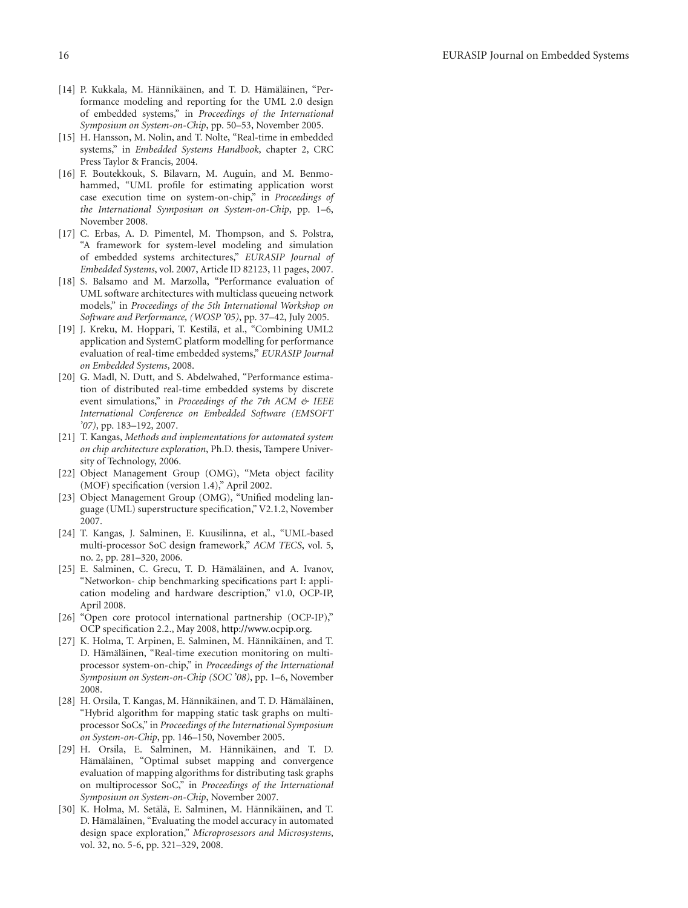[14] P. Kukkala, M. Hännikäinen, and T. D. Hämäläinen, "Performance modeling and reporting for the UML 2.0 design of embedded systems," in *Proceedings of the International Symposium on System-on-Chip*, pp. 50–53, November 2005.

[15] H. Hansson, M. Nolin, and T. Nolte, "Real-time in embedded systems," in *Embedded Systems Handbook*, chapter 2, CRC Press Taylor & Francis, 2004.

[16] F. Boutekkouk, S. Bilavarn, M. Auguin, and M. Benmohammed, "UML profile for estimating application worst case execution time on system-on-chip," in *Proceedings of the International Symposium on System-on-Chip*, pp. 1–6, November 2008.

[17] C. Erbas, A. D. Pimentel, M. Thompson, and S. Polstra, "A framework for system-level modeling and simulation of embedded systems architectures," *EURASIP Journal of Embedded Systems*, vol. 2007, Article ID 82123, 11 pages, 2007.

[18] S. Balsamo and M. Marzolla, "Performance evaluation of UML software architectures with multiclass queueing network models," in *Proceedings of the 5th International Workshop on Software and Performance, (WOSP '05)*, pp. 37–42, July 2005.

[19] J. Kreku, M. Hoppari, T. Kestilä, et al., "Combining UML2 application and SystemC platform modelling for performance evaluation of real-time embedded systems," *EURASIP Journal on Embedded Systems*, 2008.

[20] G. Madl, N. Dutt, and S. Abdelwahed, "Performance estimation of distributed real-time embedded systems by discrete event simulations," in *Proceedings of the 7th ACM & IEEE International Conference on Embedded Software (EMSOFT '07)*, pp. 183–192, 2007.

[21] T. Kangas, *Methods and implementations for automated system on chip architecture exploration*, Ph.D. thesis, Tampere University of Technology, 2006.

[22] Object Management Group (OMG), "Meta object facility (MOF) specification (version 1.4)," April 2002.

[23] Object Management Group (OMG), "Unified modeling language (UML) superstructure specification," V2.1.2, November 2007.

[24] T. Kangas, J. Salminen, E. Kuusilinna, et al., "UML-based multi-processor SoC design framework," *ACM TECS*, vol. 5, no. 2, pp. 281–320, 2006.

[25] E. Salminen, C. Grecu, T. D. Hämäläinen, and A. Ivanov, "Networkon- chip benchmarking specifications part I: application modeling and hardware description," v1.0, OCP-IP, April 2008.

[26] "Open core protocol international partnership (OCP-IP)," OCP specification 2.2., May 2008, http://www.ocpip.org.

[27] K. Holma, T. Arpinen, E. Salminen, M. Hännikäinen, and T. D. Hämäläinen, "Real-time execution monitoring on multiprocessor system-on-chip," in *Proceedings of the International Symposium on System-on-Chip (SOC '08)*, pp. 1–6, November 2008.

[28] H. Orsila, T. Kangas, M. Hännikäinen, and T. D. Hämäläinen, "Hybrid algorithm for mapping static task graphs on multiprocessor SoCs," in *Proceedings of the International Symposium on System-on-Chip*, pp. 146–150, November 2005.

[29] H. Orsila, E. Salminen, M. Hännikäinen, and T. D. Hämäläinen, "Optimal subset mapping and convergence evaluation of mapping algorithms for distributing task graphs on multiprocessor SoC," in *Proceedings of the International Symposium on System-on-Chip*, November 2007.

[30] K. Holma, M. Setälä, E. Salminen, M. Hännikäinen, and T. D. Hämäläinen, "Evaluating the model accuracy in automated design space exploration," *Microprosessors and Microsystems*, vol. 32, no. 5-6, pp. 321–329, 2008.